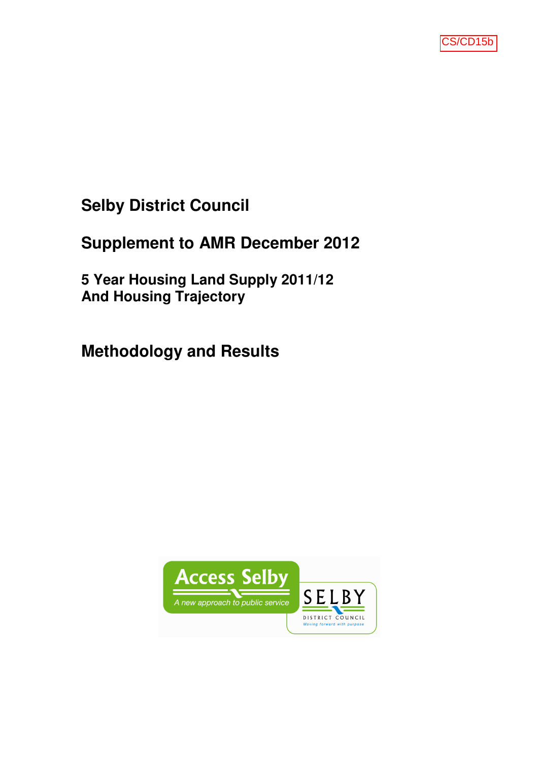CS/CD15b

# Selby District Council

## Supplement to AMR December 2012

### 5 Year Housing Land Supply 2011/12
### And Housing Trajectory

## Methodology and Results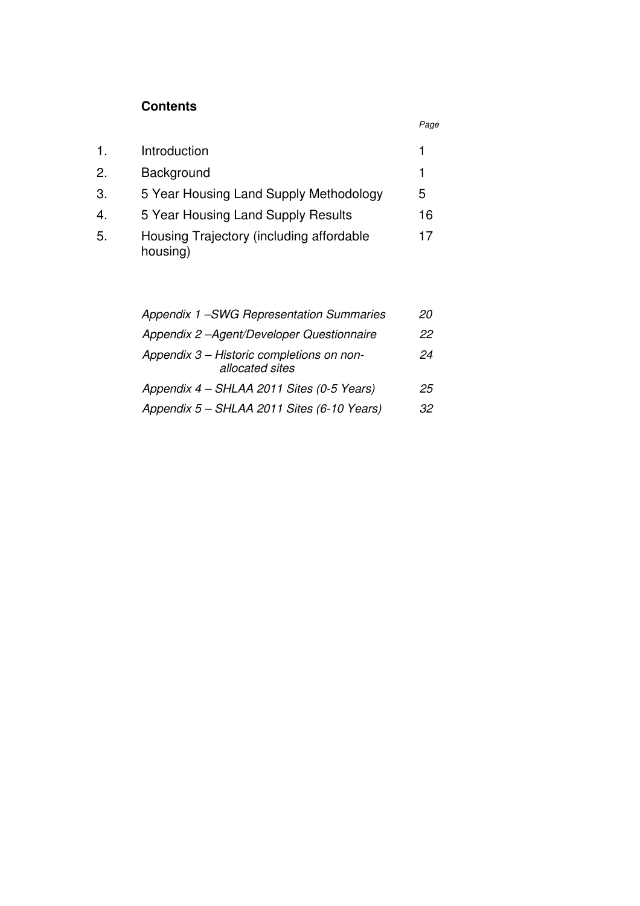# Contents

| | | Page |
|---|---|---|
| 1. | Introduction | 1 |
| 2. | Background | 1 |
| 3. | 5 Year Housing Land Supply Methodology | 5 |
| 4. | 5 Year Housing Land Supply Results | 16 |
| 5. | Housing Trajectory (including affordable housing) | 17 |

| | |
|---|---|
| *Appendix 1 –SWG Representation Summaries* | *20* |
| *Appendix 2 –Agent/Developer Questionnaire* | *22* |
| *Appendix 3 – Historic completions on non-allocated sites* | *24* |
| *Appendix 4 – SHLAA 2011 Sites (0-5 Years)* | *25* |
| *Appendix 5 – SHLAA 2011 Sites (6-10 Years)* | *32* |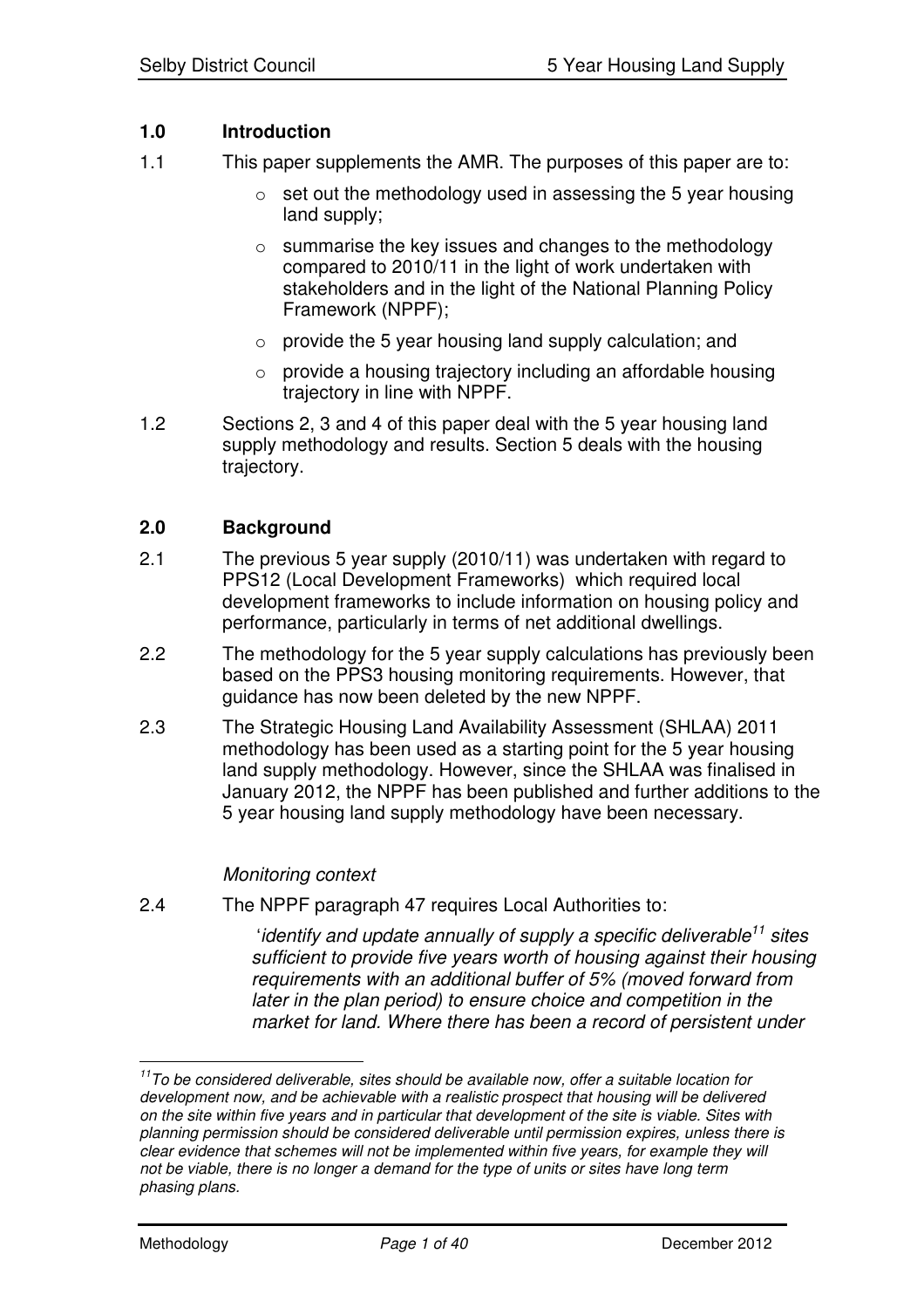## 1.0 Introduction

1.1 This paper supplements the AMR. The purposes of this paper are to:

- set out the methodology used in assessing the 5 year housing land supply;
- summarise the key issues and changes to the methodology compared to 2010/11 in the light of work undertaken with stakeholders and in the light of the National Planning Policy Framework (NPPF);
- provide the 5 year housing land supply calculation; and
- provide a housing trajectory including an affordable housing trajectory in line with NPPF.

1.2 Sections 2, 3 and 4 of this paper deal with the 5 year housing land supply methodology and results. Section 5 deals with the housing trajectory.

## 2.0 Background

2.1 The previous 5 year supply (2010/11) was undertaken with regard to PPS12 (Local Development Frameworks) which required local development frameworks to include information on housing policy and performance, particularly in terms of net additional dwellings.

2.2 The methodology for the 5 year supply calculations has previously been based on the PPS3 housing monitoring requirements. However, that guidance has now been deleted by the new NPPF.

2.3 The Strategic Housing Land Availability Assessment (SHLAA) 2011 methodology has been used as a starting point for the 5 year housing land supply methodology. However, since the SHLAA was finalised in January 2012, the NPPF has been published and further additions to the 5 year housing land supply methodology have been necessary.

*Monitoring context*

2.4 The NPPF paragraph 47 requires Local Authorities to:

> '*identify and update annually of supply a specific deliverable*[11] *sites sufficient to provide five years worth of housing against their housing requirements with an additional buffer of 5% (moved forward from later in the plan period) to ensure choice and competition in the market for land. Where there has been a record of persistent under*

---

[11] *To be considered deliverable, sites should be available now, offer a suitable location for development now, and be achievable with a realistic prospect that housing will be delivered on the site within five years and in particular that development of the site is viable. Sites with planning permission should be considered deliverable until permission expires, unless there is clear evidence that schemes will not be implemented within five years, for example they will not be viable, there is no longer a demand for the type of units or sites have long term phasing plans.*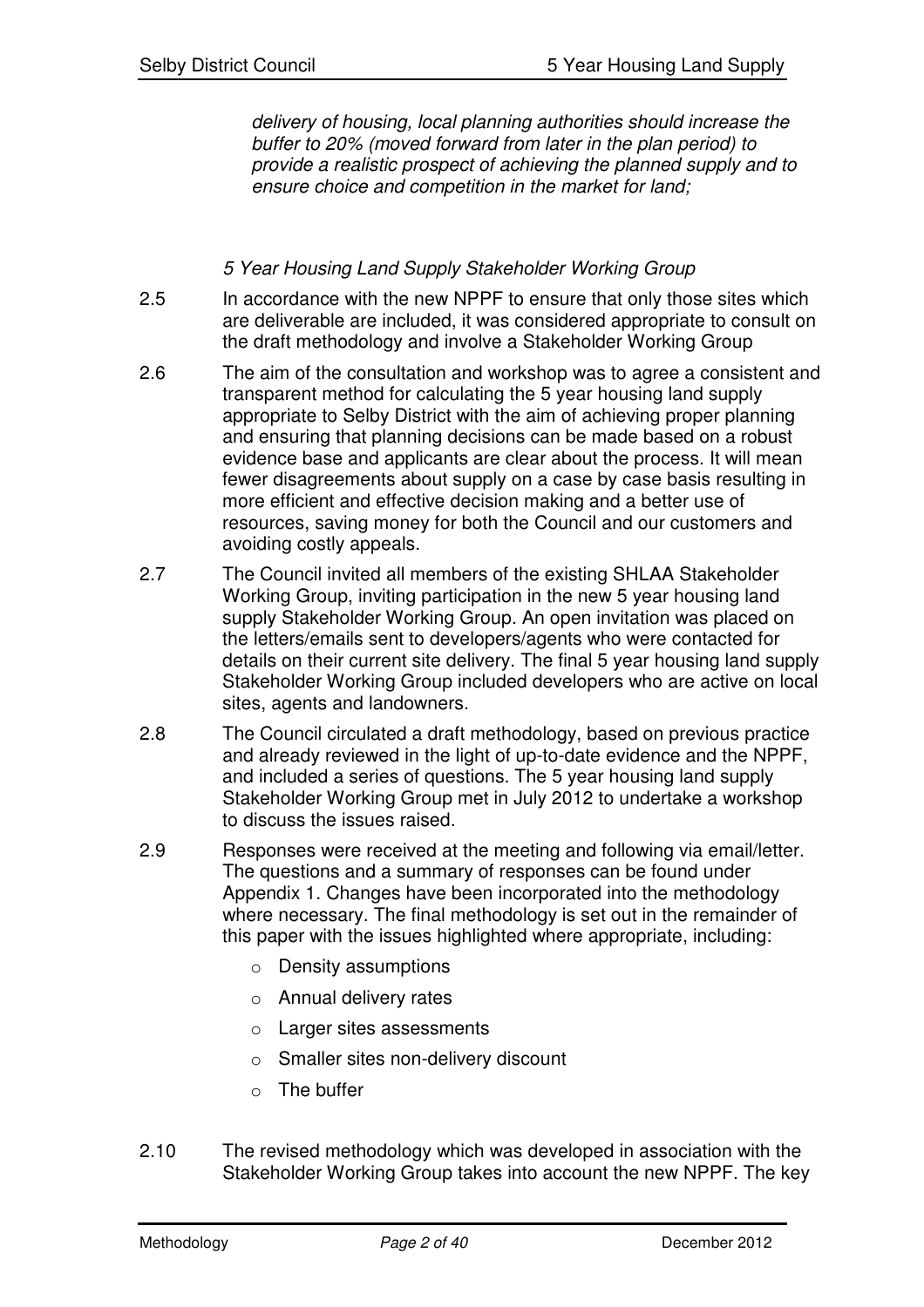*delivery of housing, local planning authorities should increase the buffer to 20% (moved forward from later in the plan period) to provide a realistic prospect of achieving the planned supply and to ensure choice and competition in the market for land;*

### *5 Year Housing Land Supply Stakeholder Working Group*

2.5 In accordance with the new NPPF to ensure that only those sites which are deliverable are included, it was considered appropriate to consult on the draft methodology and involve a Stakeholder Working Group

2.6 The aim of the consultation and workshop was to agree a consistent and transparent method for calculating the 5 year housing land supply appropriate to Selby District with the aim of achieving proper planning and ensuring that planning decisions can be made based on a robust evidence base and applicants are clear about the process. It will mean fewer disagreements about supply on a case by case basis resulting in more efficient and effective decision making and a better use of resources, saving money for both the Council and our customers and avoiding costly appeals.

2.7 The Council invited all members of the existing SHLAA Stakeholder Working Group, inviting participation in the new 5 year housing land supply Stakeholder Working Group. An open invitation was placed on the letters/emails sent to developers/agents who were contacted for details on their current site delivery. The final 5 year housing land supply Stakeholder Working Group included developers who are active on local sites, agents and landowners.

2.8 The Council circulated a draft methodology, based on previous practice and already reviewed in the light of up-to-date evidence and the NPPF, and included a series of questions. The 5 year housing land supply Stakeholder Working Group met in July 2012 to undertake a workshop to discuss the issues raised.

2.9 Responses were received at the meeting and following via email/letter. The questions and a summary of responses can be found under Appendix 1. Changes have been incorporated into the methodology where necessary. The final methodology is set out in the remainder of this paper with the issues highlighted where appropriate, including:

- Density assumptions
- Annual delivery rates
- Larger sites assessments
- Smaller sites non-delivery discount
- The buffer

2.10 The revised methodology which was developed in association with the Stakeholder Working Group takes into account the new NPPF. The key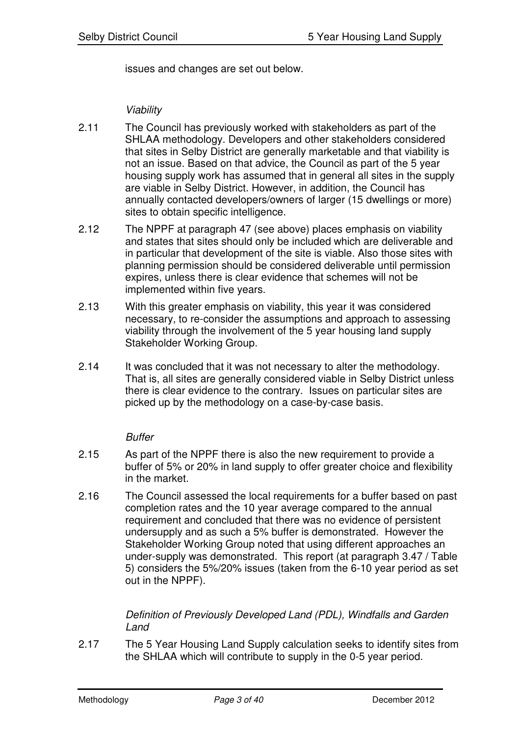issues and changes are set out below.

*Viability*

2.11 The Council has previously worked with stakeholders as part of the SHLAA methodology. Developers and other stakeholders considered that sites in Selby District are generally marketable and that viability is not an issue. Based on that advice, the Council as part of the 5 year housing supply work has assumed that in general all sites in the supply are viable in Selby District. However, in addition, the Council has annually contacted developers/owners of larger (15 dwellings or more) sites to obtain specific intelligence.

2.12 The NPPF at paragraph 47 (see above) places emphasis on viability and states that sites should only be included which are deliverable and in particular that development of the site is viable. Also those sites with planning permission should be considered deliverable until permission expires, unless there is clear evidence that schemes will not be implemented within five years.

2.13 With this greater emphasis on viability, this year it was considered necessary, to re-consider the assumptions and approach to assessing viability through the involvement of the 5 year housing land supply Stakeholder Working Group.

2.14 It was concluded that it was not necessary to alter the methodology. That is, all sites are generally considered viable in Selby District unless there is clear evidence to the contrary. Issues on particular sites are picked up by the methodology on a case-by-case basis.

*Buffer*

2.15 As part of the NPPF there is also the new requirement to provide a buffer of 5% or 20% in land supply to offer greater choice and flexibility in the market.

2.16 The Council assessed the local requirements for a buffer based on past completion rates and the 10 year average compared to the annual requirement and concluded that there was no evidence of persistent undersupply and as such a 5% buffer is demonstrated. However the Stakeholder Working Group noted that using different approaches an under-supply was demonstrated. This report (at paragraph 3.47 / Table 5) considers the 5%/20% issues (taken from the 6-10 year period as set out in the NPPF).

*Definition of Previously Developed Land (PDL), Windfalls and Garden Land*

2.17 The 5 Year Housing Land Supply calculation seeks to identify sites from the SHLAA which will contribute to supply in the 0-5 year period.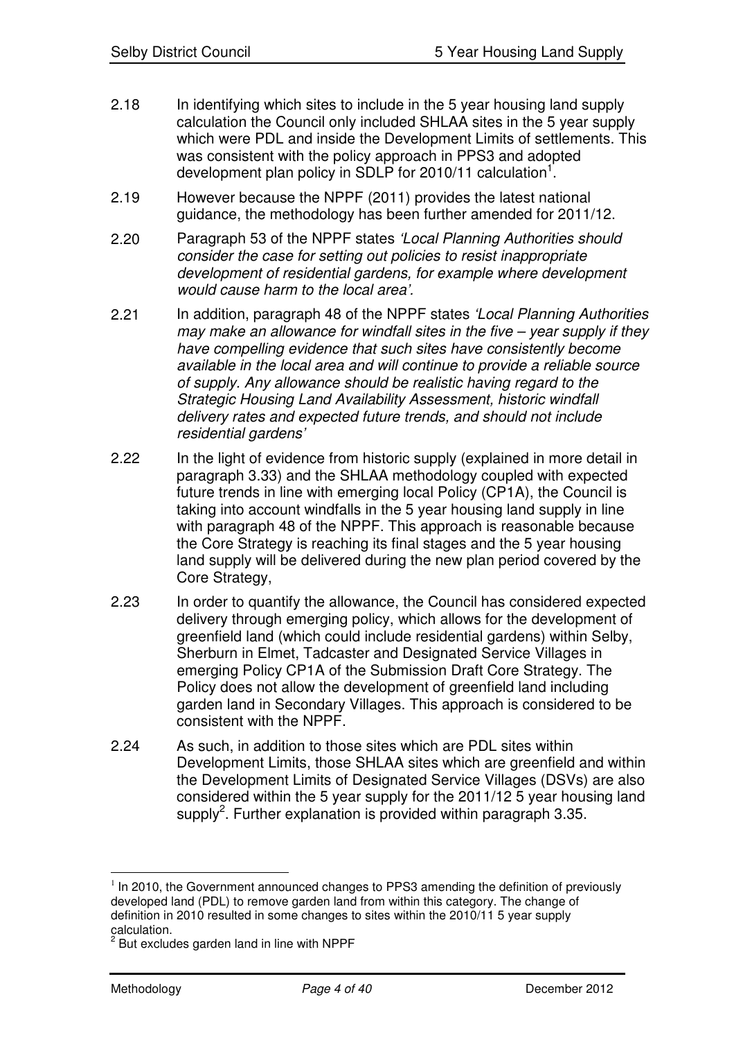2.18 In identifying which sites to include in the 5 year housing land supply calculation the Council only included SHLAA sites in the 5 year supply which were PDL and inside the Development Limits of settlements. This was consistent with the policy approach in PPS3 and adopted development plan policy in SDLP for 2010/11 calculation[1].

2.19 However because the NPPF (2011) provides the latest national guidance, the methodology has been further amended for 2011/12.

2.20 Paragraph 53 of the NPPF states *'Local Planning Authorities should consider the case for setting out policies to resist inappropriate development of residential gardens, for example where development would cause harm to the local area'.*

2.21 In addition, paragraph 48 of the NPPF states *'Local Planning Authorities may make an allowance for windfall sites in the five – year supply if they have compelling evidence that such sites have consistently become available in the local area and will continue to provide a reliable source of supply. Any allowance should be realistic having regard to the Strategic Housing Land Availability Assessment, historic windfall delivery rates and expected future trends, and should not include residential gardens'*

2.22 In the light of evidence from historic supply (explained in more detail in paragraph 3.33) and the SHLAA methodology coupled with expected future trends in line with emerging local Policy (CP1A), the Council is taking into account windfalls in the 5 year housing land supply in line with paragraph 48 of the NPPF. This approach is reasonable because the Core Strategy is reaching its final stages and the 5 year housing land supply will be delivered during the new plan period covered by the Core Strategy,

2.23 In order to quantify the allowance, the Council has considered expected delivery through emerging policy, which allows for the development of greenfield land (which could include residential gardens) within Selby, Sherburn in Elmet, Tadcaster and Designated Service Villages in emerging Policy CP1A of the Submission Draft Core Strategy. The Policy does not allow the development of greenfield land including garden land in Secondary Villages. This approach is considered to be consistent with the NPPF.

2.24 As such, in addition to those sites which are PDL sites within Development Limits, those SHLAA sites which are greenfield and within the Development Limits of Designated Service Villages (DSVs) are also considered within the 5 year supply for the 2011/12 5 year housing land supply[2]. Further explanation is provided within paragraph 3.35.

---

[1] In 2010, the Government announced changes to PPS3 amending the definition of previously developed land (PDL) to remove garden land from within this category. The change of definition in 2010 resulted in some changes to sites within the 2010/11 5 year supply calculation.

[2] But excludes garden land in line with NPPF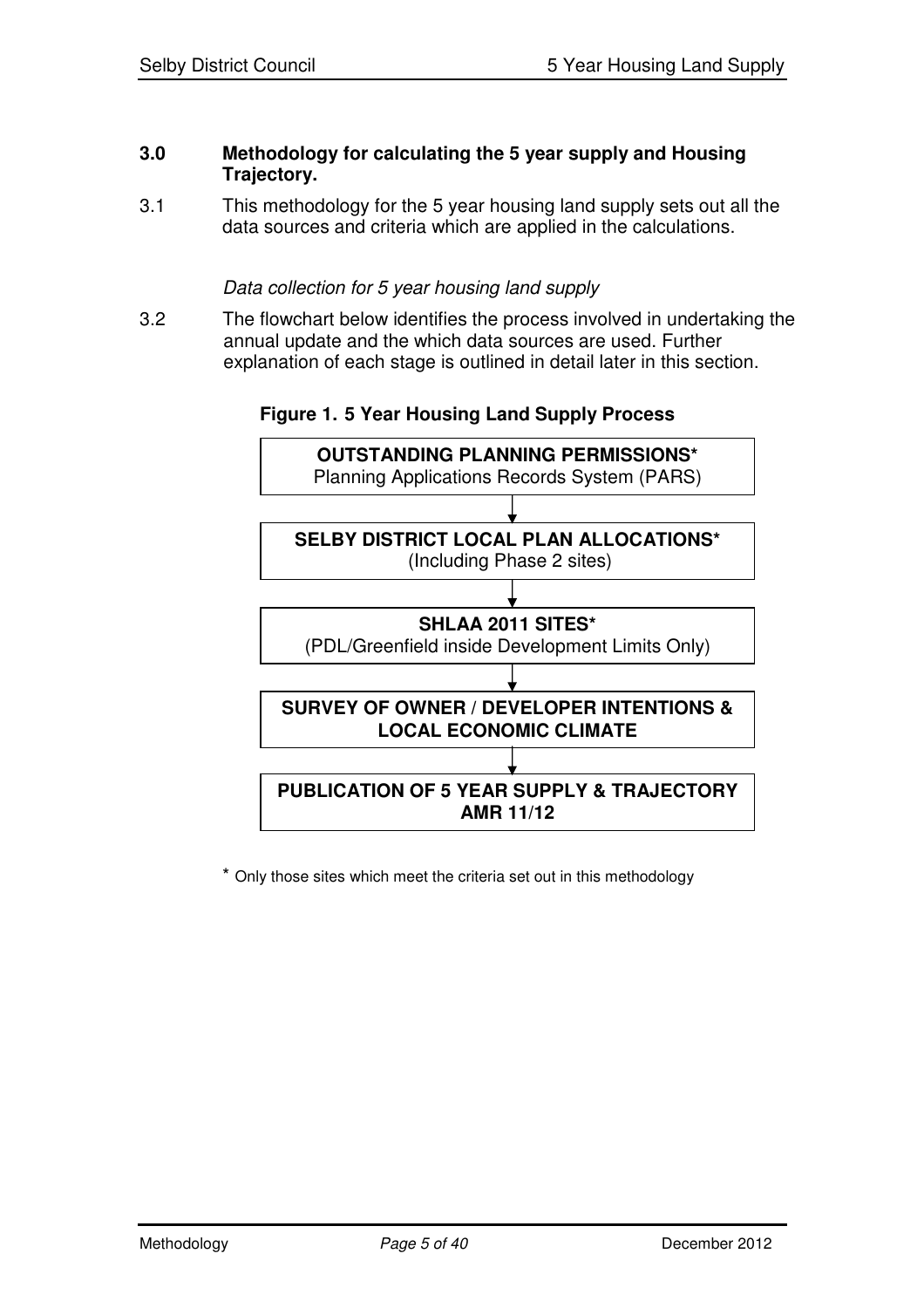## 3.0 Methodology for calculating the 5 year supply and Housing Trajectory.

3.1 This methodology for the 5 year housing land supply sets out all the data sources and criteria which are applied in the calculations.

*Data collection for 5 year housing land supply*

3.2 The flowchart below identifies the process involved in undertaking the annual update and the which data sources are used. Further explanation of each stage is outlined in detail later in this section.

**Figure 1. 5 Year Housing Land Supply Process**

**OUTSTANDING PLANNING PERMISSIONS***
Planning Applications Records System (PARS)

↓

**SELBY DISTRICT LOCAL PLAN ALLOCATIONS***
(Including Phase 2 sites)

↓

**SHLAA 2011 SITES***
(PDL/Greenfield inside Development Limits Only)

↓

**SURVEY OF OWNER / DEVELOPER INTENTIONS & LOCAL ECONOMIC CLIMATE**

↓

**PUBLICATION OF 5 YEAR SUPPLY & TRAJECTORY AMR 11/12**

* Only those sites which meet the criteria set out in this methodology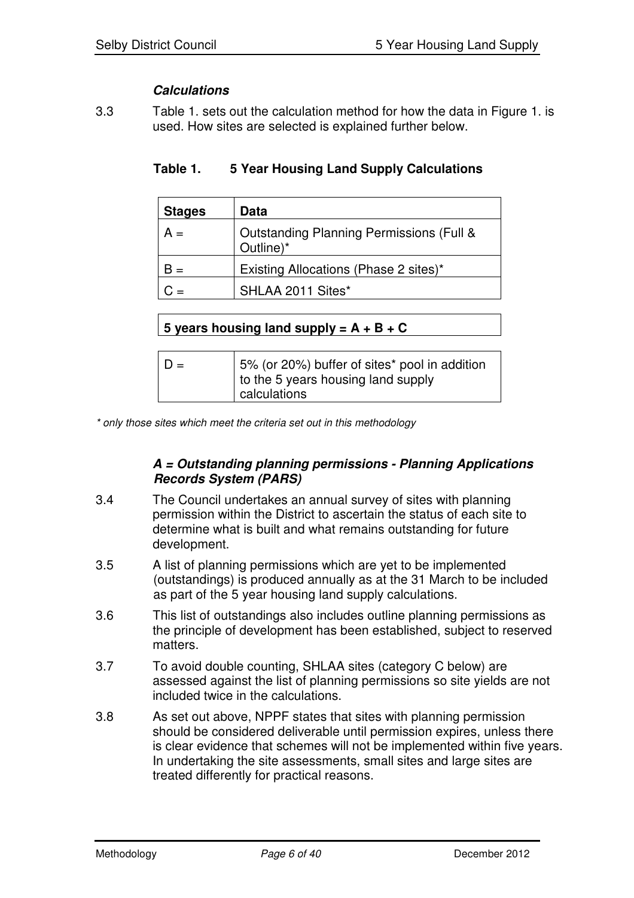### *Calculations*

3.3 Table 1. sets out the calculation method for how the data in Figure 1. is used. How sites are selected is explained further below.

**Table 1. 5 Year Housing Land Supply Calculations**

| Stages | Data |
|---|---|
| A = | Outstanding Planning Permissions (Full & Outline)* |
| B = | Existing Allocations (Phase 2 sites)* |
| C = | SHLAA 2011 Sites* |
| **5 years housing land supply = A + B + C** | |
| D = | 5% (or 20%) buffer of sites* pool in addition to the 5 years housing land supply calculations |

*\* only those sites which meet the criteria set out in this methodology*

#### *A = Outstanding planning permissions - Planning Applications Records System (PARS)*

3.4 The Council undertakes an annual survey of sites with planning permission within the District to ascertain the status of each site to determine what is built and what remains outstanding for future development.

3.5 A list of planning permissions which are yet to be implemented (outstandings) is produced annually as at the 31 March to be included as part of the 5 year housing land supply calculations.

3.6 This list of outstandings also includes outline planning permissions as the principle of development has been established, subject to reserved matters.

3.7 To avoid double counting, SHLAA sites (category C below) are assessed against the list of planning permissions so site yields are not included twice in the calculations.

3.8 As set out above, NPPF states that sites with planning permission should be considered deliverable until permission expires, unless there is clear evidence that schemes will not be implemented within five years. In undertaking the site assessments, small sites and large sites are treated differently for practical reasons.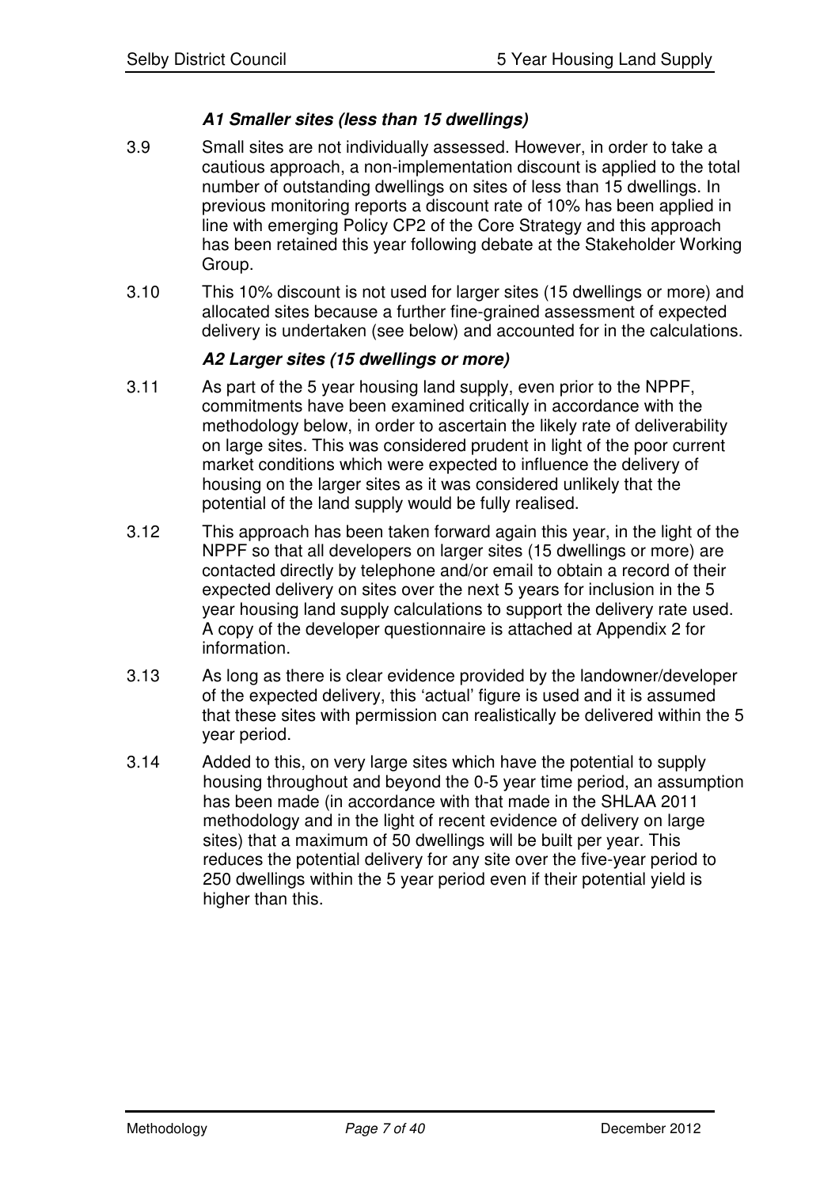#### *A1 Smaller sites (less than 15 dwellings)*

3.9 Small sites are not individually assessed. However, in order to take a cautious approach, a non-implementation discount is applied to the total number of outstanding dwellings on sites of less than 15 dwellings. In previous monitoring reports a discount rate of 10% has been applied in line with emerging Policy CP2 of the Core Strategy and this approach has been retained this year following debate at the Stakeholder Working Group.

3.10 This 10% discount is not used for larger sites (15 dwellings or more) and allocated sites because a further fine-grained assessment of expected delivery is undertaken (see below) and accounted for in the calculations.

#### *A2 Larger sites (15 dwellings or more)*

3.11 As part of the 5 year housing land supply, even prior to the NPPF, commitments have been examined critically in accordance with the methodology below, in order to ascertain the likely rate of deliverability on large sites. This was considered prudent in light of the poor current market conditions which were expected to influence the delivery of housing on the larger sites as it was considered unlikely that the potential of the land supply would be fully realised.

3.12 This approach has been taken forward again this year, in the light of the NPPF so that all developers on larger sites (15 dwellings or more) are contacted directly by telephone and/or email to obtain a record of their expected delivery on sites over the next 5 years for inclusion in the 5 year housing land supply calculations to support the delivery rate used. A copy of the developer questionnaire is attached at Appendix 2 for information.

3.13 As long as there is clear evidence provided by the landowner/developer of the expected delivery, this 'actual' figure is used and it is assumed that these sites with permission can realistically be delivered within the 5 year period.

3.14 Added to this, on very large sites which have the potential to supply housing throughout and beyond the 0-5 year time period, an assumption has been made (in accordance with that made in the SHLAA 2011 methodology and in the light of recent evidence of delivery on large sites) that a maximum of 50 dwellings will be built per year. This reduces the potential delivery for any site over the five-year period to 250 dwellings within the 5 year period even if their potential yield is higher than this.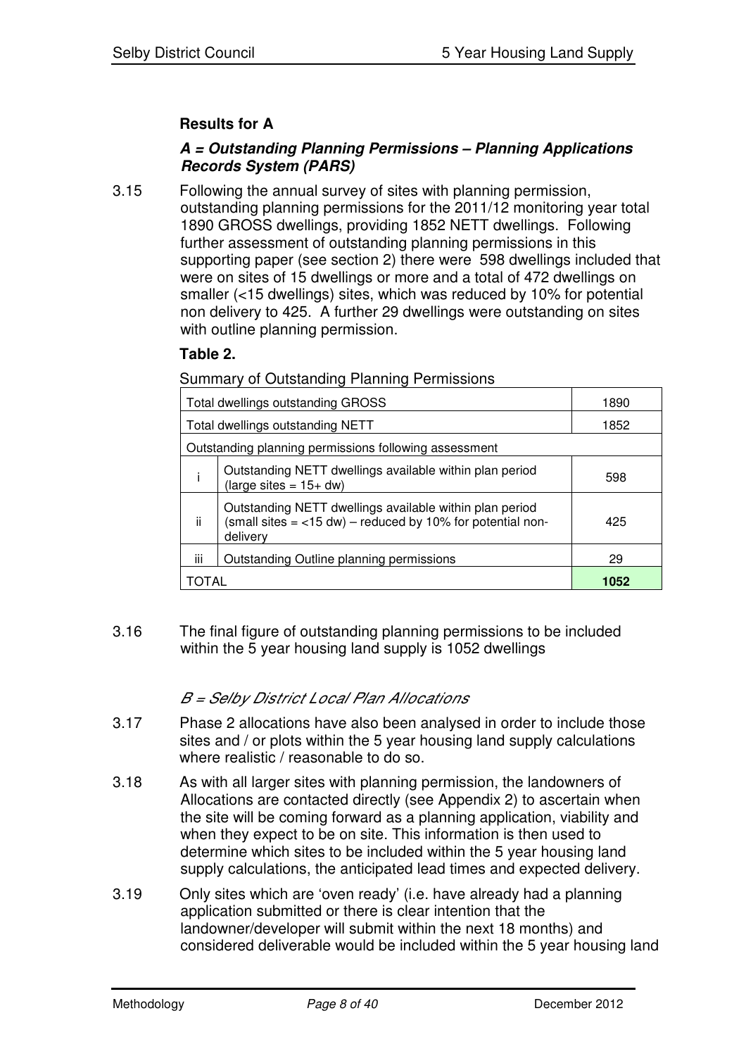### Results for A

#### *A = Outstanding Planning Permissions – Planning Applications Records System (PARS)*

3.15 Following the annual survey of sites with planning permission, outstanding planning permissions for the 2011/12 monitoring year total 1890 GROSS dwellings, providing 1852 NETT dwellings. Following further assessment of outstanding planning permissions in this supporting paper (see section 2) there were 598 dwellings included that were on sites of 15 dwellings or more and a total of 472 dwellings on smaller (<15 dwellings) sites, which was reduced by 10% for potential non delivery to 425. A further 29 dwellings were outstanding on sites with outline planning permission.

**Table 2.**

Summary of Outstanding Planning Permissions

| | | |
|---|---|---|
| Total dwellings outstanding GROSS | | 1890 |
| Total dwellings outstanding NETT | | 1852 |
| Outstanding planning permissions following assessment | | |
| i | Outstanding NETT dwellings available within plan period (large sites = 15+ dw) | 598 |
| ii | Outstanding NETT dwellings available within plan period (small sites = <15 dw) – reduced by 10% for potential non-delivery | 425 |
| iii | Outstanding Outline planning permissions | 29 |
| TOTAL | | **1052** |

3.16 The final figure of outstanding planning permissions to be included within the 5 year housing land supply is 1052 dwellings

#### *B = Selby District Local Plan Allocations*

3.17 Phase 2 allocations have also been analysed in order to include those sites and / or plots within the 5 year housing land supply calculations where realistic / reasonable to do so.

3.18 As with all larger sites with planning permission, the landowners of Allocations are contacted directly (see Appendix 2) to ascertain when the site will be coming forward as a planning application, viability and when they expect to be on site. This information is then used to determine which sites to be included within the 5 year housing land supply calculations, the anticipated lead times and expected delivery.

3.19 Only sites which are 'oven ready' (i.e. have already had a planning application submitted or there is clear intention that the landowner/developer will submit within the next 18 months) and considered deliverable would be included within the 5 year housing land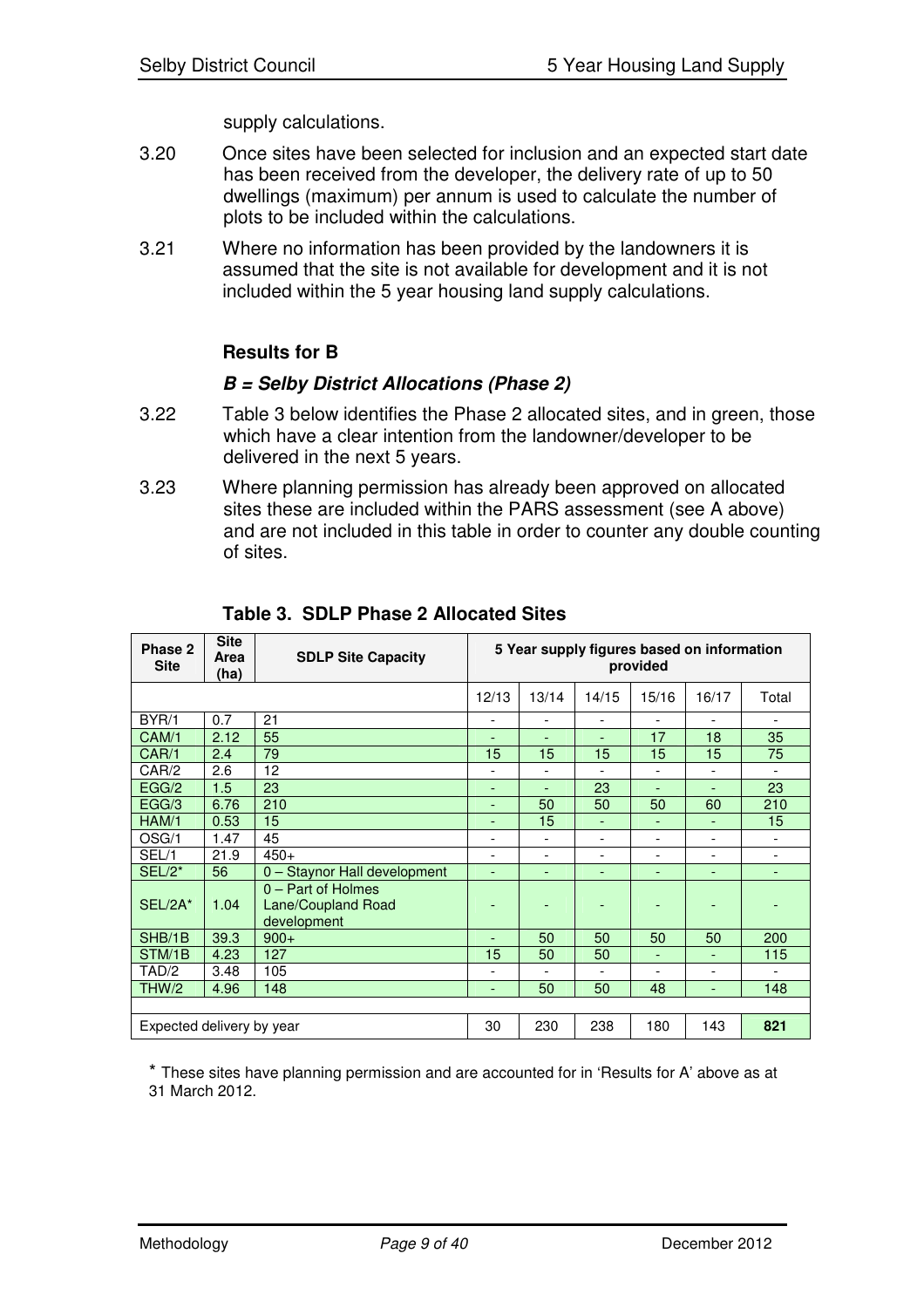supply calculations.

3.20 Once sites have been selected for inclusion and an expected start date has been received from the developer, the delivery rate of up to 50 dwellings (maximum) per annum is used to calculate the number of plots to be included within the calculations.

3.21 Where no information has been provided by the landowners it is assumed that the site is not available for development and it is not included within the 5 year housing land supply calculations.

### Results for B

#### *B = Selby District Allocations (Phase 2)*

3.22 Table 3 below identifies the Phase 2 allocated sites, and in green, those which have a clear intention from the landowner/developer to be delivered in the next 5 years.

3.23 Where planning permission has already been approved on allocated sites these are included within the PARS assessment (see A above) and are not included in this table in order to counter any double counting of sites.

**Table 3. SDLP Phase 2 Allocated Sites**

| Phase 2 Site | Site Area (ha) | SDLP Site Capacity | 5 Year supply figures based on information provided | | | | | |
|---|---|---|---|---|---|---|---|---|
| | | | 12/13 | 13/14 | 14/15 | 15/16 | 16/17 | Total |
| BYR/1 | 0.7 | 21 | - | - | - | - | - | - |
| CAM/1 | 2.12 | 55 | - | - | - | 17 | 18 | 35 |
| CAR/1 | 2.4 | 79 | 15 | 15 | 15 | 15 | 15 | 75 |
| CAR/2 | 2.6 | 12 | - | - | - | - | - | - |
| EGG/2 | 1.5 | 23 | - | - | 23 | - | - | 23 |
| EGG/3 | 6.76 | 210 | - | 50 | 50 | 50 | 60 | 210 |
| HAM/1 | 0.53 | 15 | - | 15 | - | - | - | 15 |
| OSG/1 | 1.47 | 45 | - | - | - | - | - | - |
| SEL/1 | 21.9 | 450+ | - | - | - | - | - | - |
| SEL/2* | 56 | 0 – Staynor Hall development | - | - | - | - | - | - |
| SEL/2A* | 1.04 | 0 – Part of Holmes Lane/Coupland Road development | - | - | - | - | - | - |
| SHB/1B | 39.3 | 900+ | - | 50 | 50 | 50 | 50 | 200 |
| STM/1B | 4.23 | 127 | 15 | 50 | 50 | - | - | 115 |
| TAD/2 | 3.48 | 105 | - | - | - | - | - | - |
| THW/2 | 4.96 | 148 | - | 50 | 50 | 48 | - | 148 |
| Expected delivery by year | | | 30 | 230 | 238 | 180 | 143 | **821** |

\* These sites have planning permission and are accounted for in 'Results for A' above as at 31 March 2012.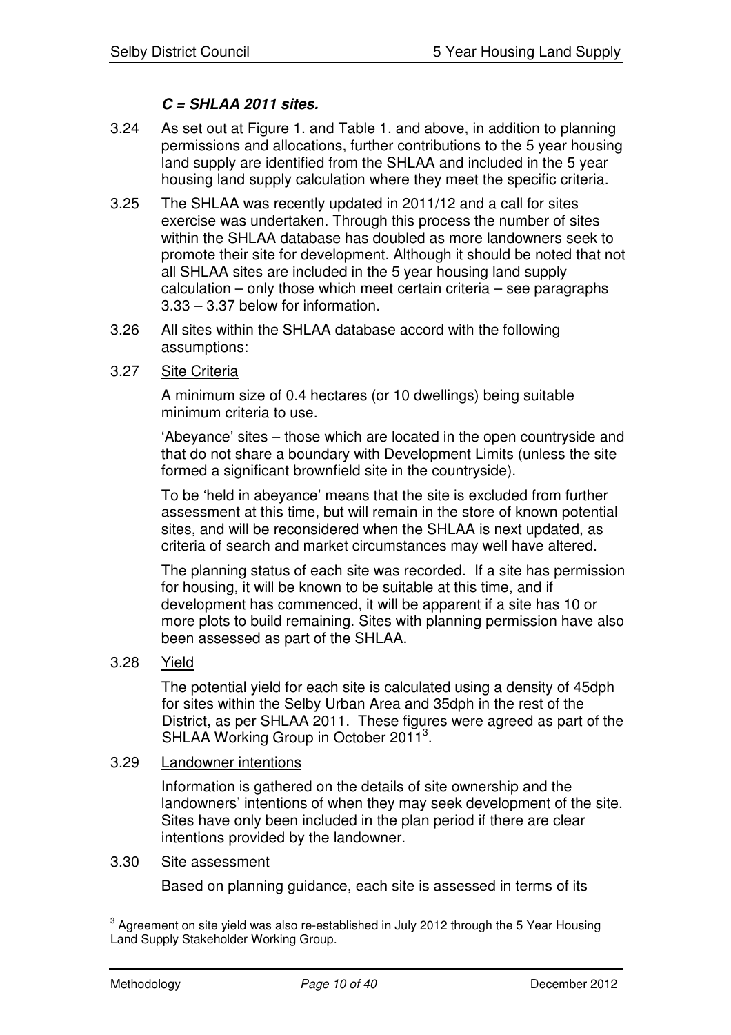***C = SHLAA 2011 sites.***

3.24 As set out at Figure 1. and Table 1. and above, in addition to planning permissions and allocations, further contributions to the 5 year housing land supply are identified from the SHLAA and included in the 5 year housing land supply calculation where they meet the specific criteria.

3.25 The SHLAA was recently updated in 2011/12 and a call for sites exercise was undertaken. Through this process the number of sites within the SHLAA database has doubled as more landowners seek to promote their site for development. Although it should be noted that not all SHLAA sites are included in the 5 year housing land supply calculation – only those which meet certain criteria – see paragraphs 3.33 – 3.37 below for information.

3.26 All sites within the SHLAA database accord with the following assumptions:

3.27 Site Criteria

A minimum size of 0.4 hectares (or 10 dwellings) being suitable minimum criteria to use.

'Abeyance' sites – those which are located in the open countryside and that do not share a boundary with Development Limits (unless the site formed a significant brownfield site in the countryside).

To be 'held in abeyance' means that the site is excluded from further assessment at this time, but will remain in the store of known potential sites, and will be reconsidered when the SHLAA is next updated, as criteria of search and market circumstances may well have altered.

The planning status of each site was recorded. If a site has permission for housing, it will be known to be suitable at this time, and if development has commenced, it will be apparent if a site has 10 or more plots to build remaining. Sites with planning permission have also been assessed as part of the SHLAA.

3.28 Yield

The potential yield for each site is calculated using a density of 45dph for sites within the Selby Urban Area and 35dph in the rest of the District, as per SHLAA 2011. These figures were agreed as part of the SHLAA Working Group in October 2011[3].

3.29 Landowner intentions

Information is gathered on the details of site ownership and the landowners' intentions of when they may seek development of the site. Sites have only been included in the plan period if there are clear intentions provided by the landowner.

3.30 Site assessment

Based on planning guidance, each site is assessed in terms of its

[3] Agreement on site yield was also re-established in July 2012 through the 5 Year Housing Land Supply Stakeholder Working Group.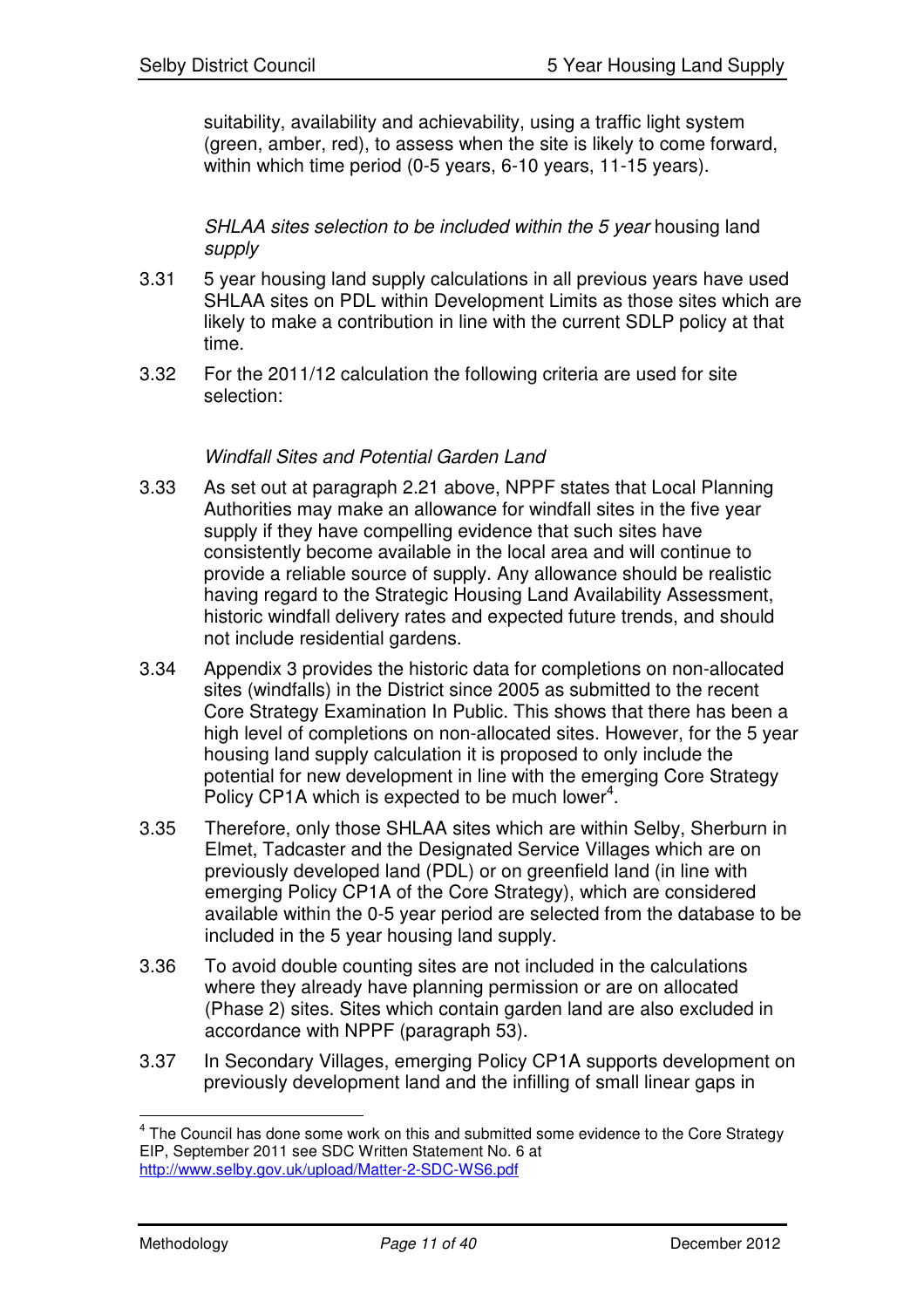suitability, availability and achievability, using a traffic light system (green, amber, red), to assess when the site is likely to come forward, within which time period (0-5 years, 6-10 years, 11-15 years).

*SHLAA sites selection to be included within the 5 year* housing land *supply*

3.31 5 year housing land supply calculations in all previous years have used SHLAA sites on PDL within Development Limits as those sites which are likely to make a contribution in line with the current SDLP policy at that time.

3.32 For the 2011/12 calculation the following criteria are used for site selection:

*Windfall Sites and Potential Garden Land*

3.33 As set out at paragraph 2.21 above, NPPF states that Local Planning Authorities may make an allowance for windfall sites in the five year supply if they have compelling evidence that such sites have consistently become available in the local area and will continue to provide a reliable source of supply. Any allowance should be realistic having regard to the Strategic Housing Land Availability Assessment, historic windfall delivery rates and expected future trends, and should not include residential gardens.

3.34 Appendix 3 provides the historic data for completions on non-allocated sites (windfalls) in the District since 2005 as submitted to the recent Core Strategy Examination In Public. This shows that there has been a high level of completions on non-allocated sites. However, for the 5 year housing land supply calculation it is proposed to only include the potential for new development in line with the emerging Core Strategy Policy CP1A which is expected to be much lower[4].

3.35 Therefore, only those SHLAA sites which are within Selby, Sherburn in Elmet, Tadcaster and the Designated Service Villages which are on previously developed land (PDL) or on greenfield land (in line with emerging Policy CP1A of the Core Strategy), which are considered available within the 0-5 year period are selected from the database to be included in the 5 year housing land supply.

3.36 To avoid double counting sites are not included in the calculations where they already have planning permission or are on allocated (Phase 2) sites. Sites which contain garden land are also excluded in accordance with NPPF (paragraph 53).

3.37 In Secondary Villages, emerging Policy CP1A supports development on previously development land and the infilling of small linear gaps in

---

[4] The Council has done some work on this and submitted some evidence to the Core Strategy EIP, September 2011 see SDC Written Statement No. 6 at http://www.selby.gov.uk/upload/Matter-2-SDC-WS6.pdf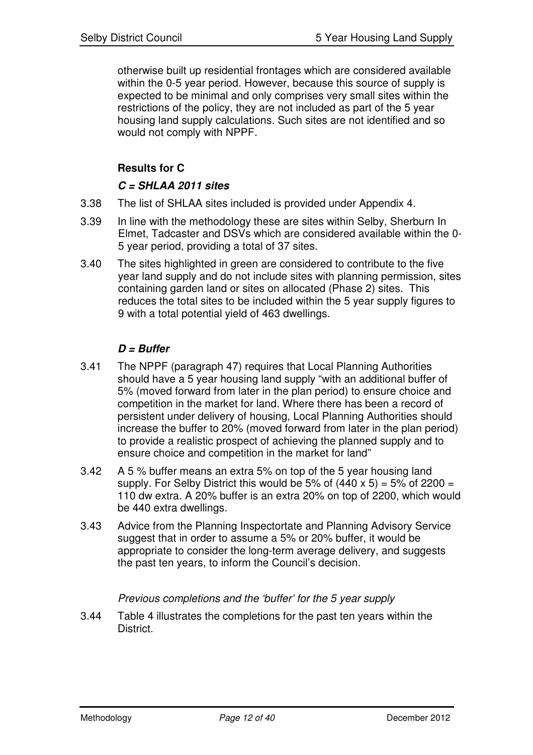otherwise built up residential frontages which are considered available within the 0-5 year period. However, because this source of supply is expected to be minimal and only comprises very small sites within the restrictions of the policy, they are not included as part of the 5 year housing land supply calculations. Such sites are not identified and so would not comply with NPPF.

**Results for C**

***C = SHLAA 2011 sites***

3.38 The list of SHLAA sites included is provided under Appendix 4.

3.39 In line with the methodology these are sites within Selby, Sherburn In Elmet, Tadcaster and DSVs which are considered available within the 0-5 year period, providing a total of 37 sites.

3.40 The sites highlighted in green are considered to contribute to the five year land supply and do not include sites with planning permission, sites containing garden land or sites on allocated (Phase 2) sites. This reduces the total sites to be included within the 5 year supply figures to 9 with a total potential yield of 463 dwellings.

***D = Buffer***

3.41 The NPPF (paragraph 47) requires that Local Planning Authorities should have a 5 year housing land supply "with an additional buffer of 5% (moved forward from later in the plan period) to ensure choice and competition in the market for land. Where there has been a record of persistent under delivery of housing, Local Planning Authorities should increase the buffer to 20% (moved forward from later in the plan period) to provide a realistic prospect of achieving the planned supply and to ensure choice and competition in the market for land"

3.42 A 5 % buffer means an extra 5% on top of the 5 year housing land supply. For Selby District this would be 5% of (440 x 5) = 5% of 2200 = 110 dw extra. A 20% buffer is an extra 20% on top of 2200, which would be 440 extra dwellings.

3.43 Advice from the Planning Inspectortate and Planning Advisory Service suggest that in order to assume a 5% or 20% buffer, it would be appropriate to consider the long-term average delivery, and suggests the past ten years, to inform the Council's decision.

*Previous completions and the 'buffer' for the 5 year supply*

3.44 Table 4 illustrates the completions for the past ten years within the District.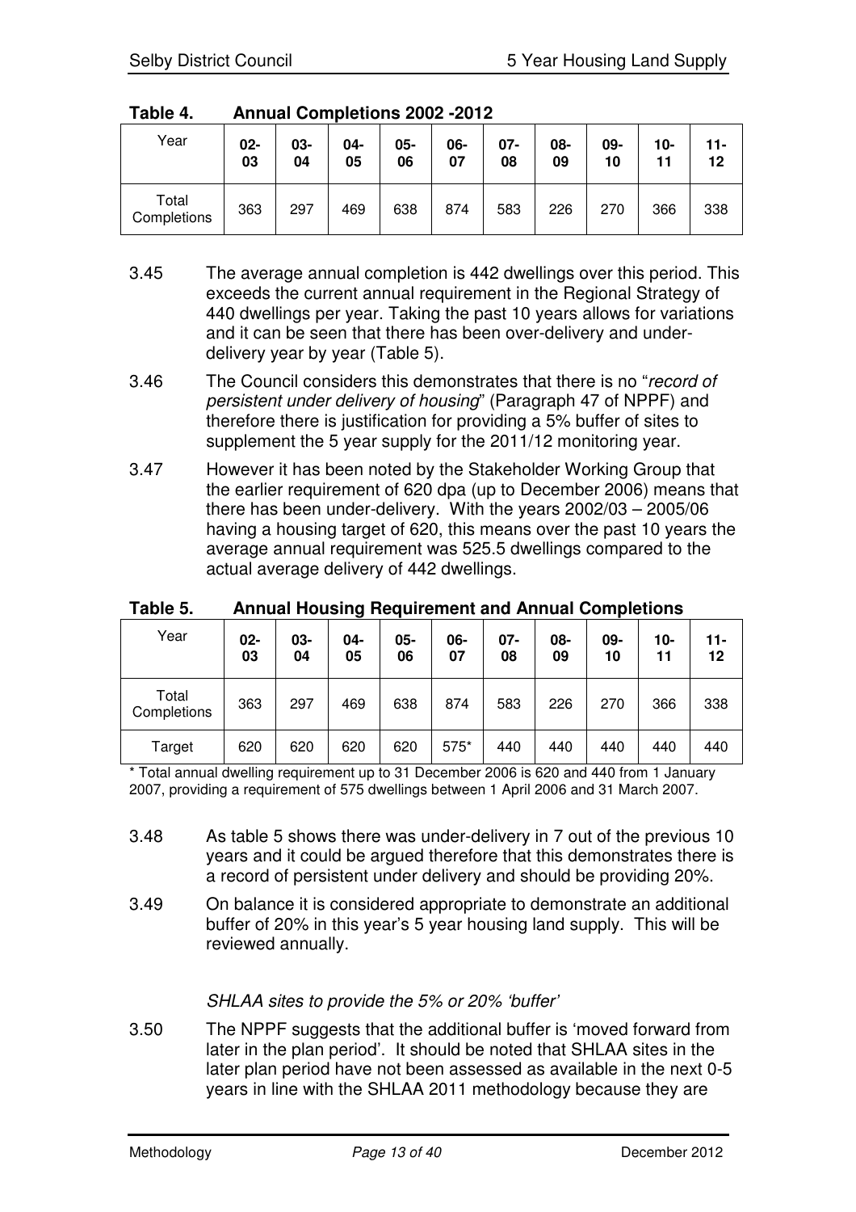**Table 4. Annual Completions 2002 -2012**

| Year | 02-03 | 03-04 | 04-05 | 05-06 | 06-07 | 07-08 | 08-09 | 09-10 | 10-11 | 11-12 |
|---|---|---|---|---|---|---|---|---|---|---|
| Total Completions | 363 | 297 | 469 | 638 | 874 | 583 | 226 | 270 | 366 | 338 |

3.45 The average annual completion is 442 dwellings over this period. This exceeds the current annual requirement in the Regional Strategy of 440 dwellings per year. Taking the past 10 years allows for variations and it can be seen that there has been over-delivery and under-delivery year by year (Table 5).

3.46 The Council considers this demonstrates that there is no "*record of persistent under delivery of housing*" (Paragraph 47 of NPPF) and therefore there is justification for providing a 5% buffer of sites to supplement the 5 year supply for the 2011/12 monitoring year.

3.47 However it has been noted by the Stakeholder Working Group that the earlier requirement of 620 dpa (up to December 2006) means that there has been under-delivery. With the years 2002/03 – 2005/06 having a housing target of 620, this means over the past 10 years the average annual requirement was 525.5 dwellings compared to the actual average delivery of 442 dwellings.

**Table 5. Annual Housing Requirement and Annual Completions**

| Year | 02-03 | 03-04 | 04-05 | 05-06 | 06-07 | 07-08 | 08-09 | 09-10 | 10-11 | 11-12 |
|---|---|---|---|---|---|---|---|---|---|---|
| Total Completions | 363 | 297 | 469 | 638 | 874 | 583 | 226 | 270 | 366 | 338 |
| Target | 620 | 620 | 620 | 620 | 575* | 440 | 440 | 440 | 440 | 440 |

\* Total annual dwelling requirement up to 31 December 2006 is 620 and 440 from 1 January 2007, providing a requirement of 575 dwellings between 1 April 2006 and 31 March 2007.

3.48 As table 5 shows there was under-delivery in 7 out of the previous 10 years and it could be argued therefore that this demonstrates there is a record of persistent under delivery and should be providing 20%.

3.49 On balance it is considered appropriate to demonstrate an additional buffer of 20% in this year's 5 year housing land supply. This will be reviewed annually.

*SHLAA sites to provide the 5% or 20% 'buffer'*

3.50 The NPPF suggests that the additional buffer is 'moved forward from later in the plan period'. It should be noted that SHLAA sites in the later plan period have not been assessed as available in the next 0-5 years in line with the SHLAA 2011 methodology because they are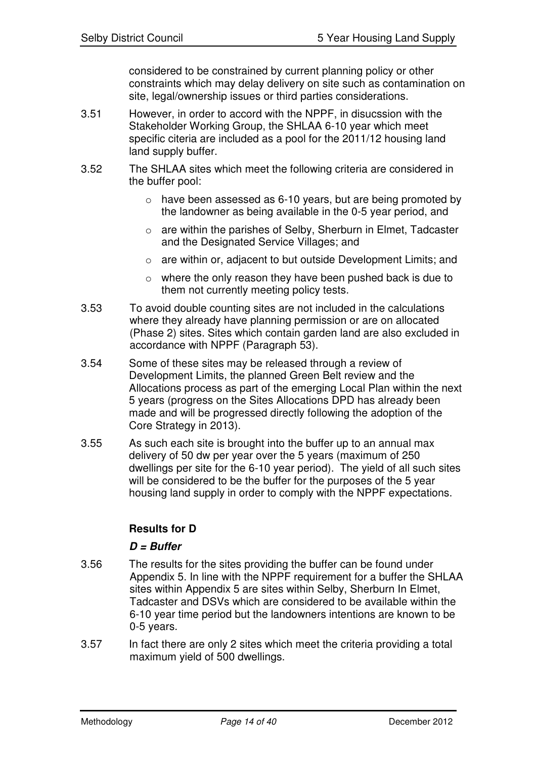considered to be constrained by current planning policy or other constraints which may delay delivery on site such as contamination on site, legal/ownership issues or third parties considerations.

3.51 However, in order to accord with the NPPF, in disucssion with the Stakeholder Working Group, the SHLAA 6-10 year which meet specific citeria are included as a pool for the 2011/12 housing land land supply buffer.

3.52 The SHLAA sites which meet the following criteria are considered in the buffer pool:

- have been assessed as 6-10 years, but are being promoted by the landowner as being available in the 0-5 year period, and
- are within the parishes of Selby, Sherburn in Elmet, Tadcaster and the Designated Service Villages; and
- are within or, adjacent to but outside Development Limits; and
- where the only reason they have been pushed back is due to them not currently meeting policy tests.

3.53 To avoid double counting sites are not included in the calculations where they already have planning permission or are on allocated (Phase 2) sites. Sites which contain garden land are also excluded in accordance with NPPF (Paragraph 53).

3.54 Some of these sites may be released through a review of Development Limits, the planned Green Belt review and the Allocations process as part of the emerging Local Plan within the next 5 years (progress on the Sites Allocations DPD has already been made and will be progressed directly following the adoption of the Core Strategy in 2013).

3.55 As such each site is brought into the buffer up to an annual max delivery of 50 dw per year over the 5 years (maximum of 250 dwellings per site for the 6-10 year period). The yield of all such sites will be considered to be the buffer for the purposes of the 5 year housing land supply in order to comply with the NPPF expectations.

**Results for D**

***D = Buffer***

3.56 The results for the sites providing the buffer can be found under Appendix 5. In line with the NPPF requirement for a buffer the SHLAA sites within Appendix 5 are sites within Selby, Sherburn In Elmet, Tadcaster and DSVs which are considered to be available within the 6-10 year time period but the landowners intentions are known to be 0-5 years.

3.57 In fact there are only 2 sites which meet the criteria providing a total maximum yield of 500 dwellings.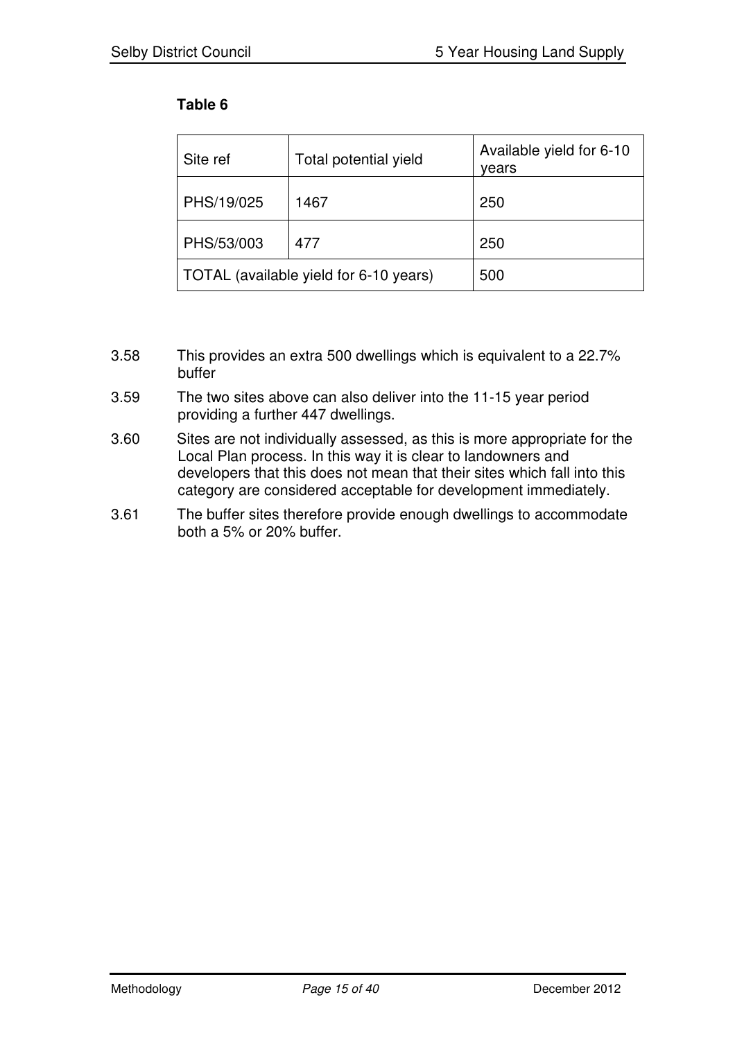**Table 6**

| Site ref | Total potential yield | Available yield for 6-10 years |
|---|---|---|
| PHS/19/025 | 1467 | 250 |
| PHS/53/003 | 477 | 250 |
| TOTAL (available yield for 6-10 years) | | 500 |

3.58 This provides an extra 500 dwellings which is equivalent to a 22.7% buffer

3.59 The two sites above can also deliver into the 11-15 year period providing a further 447 dwellings.

3.60 Sites are not individually assessed, as this is more appropriate for the Local Plan process. In this way it is clear to landowners and developers that this does not mean that their sites which fall into this category are considered acceptable for development immediately.

3.61 The buffer sites therefore provide enough dwellings to accommodate both a 5% or 20% buffer.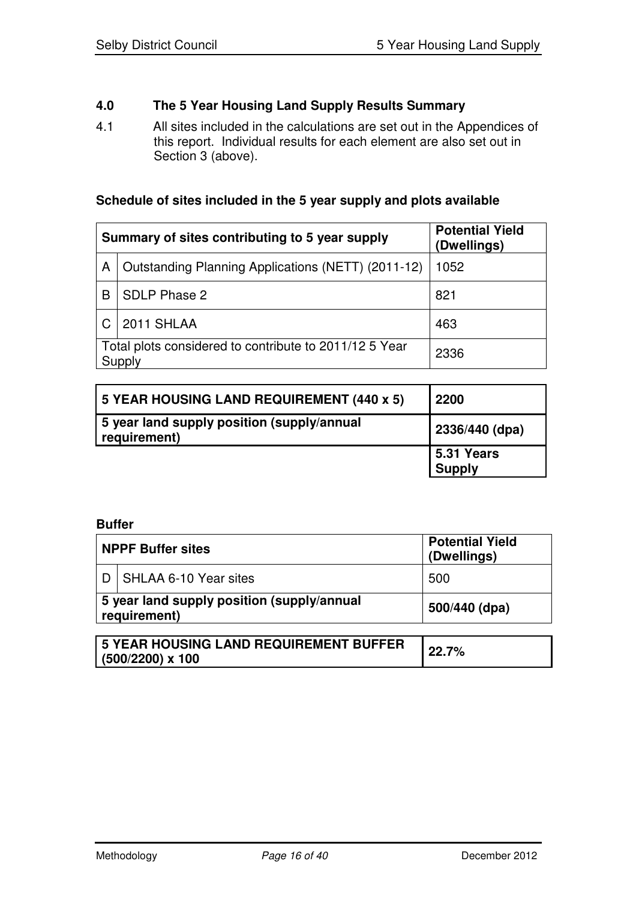## 4.0 The 5 Year Housing Land Supply Results Summary

4.1 All sites included in the calculations are set out in the Appendices of this report. Individual results for each element are also set out in Section 3 (above).

**Schedule of sites included in the 5 year supply and plots available**

| | Summary of sites contributing to 5 year supply | Potential Yield (Dwellings) |
|---|---|---|
| A | Outstanding Planning Applications (NETT) (2011-12) | 1052 |
| B | SDLP Phase 2 | 821 |
| C | 2011 SHLAA | 463 |
| | Total plots considered to contribute to 2011/12 5 Year Supply | 2336 |

| | |
|---|---|
| **5 YEAR HOUSING LAND REQUIREMENT (440 x 5)** | **2200** |
| **5 year land supply position (supply/annual requirement)** | **2336/440 (dpa)** |
| | **5.31 Years Supply** |

**Buffer**

| | NPPF Buffer sites | Potential Yield (Dwellings) |
|---|---|---|
| D | SHLAA 6-10 Year sites | 500 |
| | **5 year land supply position (supply/annual requirement)** | **500/440 (dpa)** |

| | |
|---|---|
| **5 YEAR HOUSING LAND REQUIREMENT BUFFER (500/2200) x 100** | **22.7%** |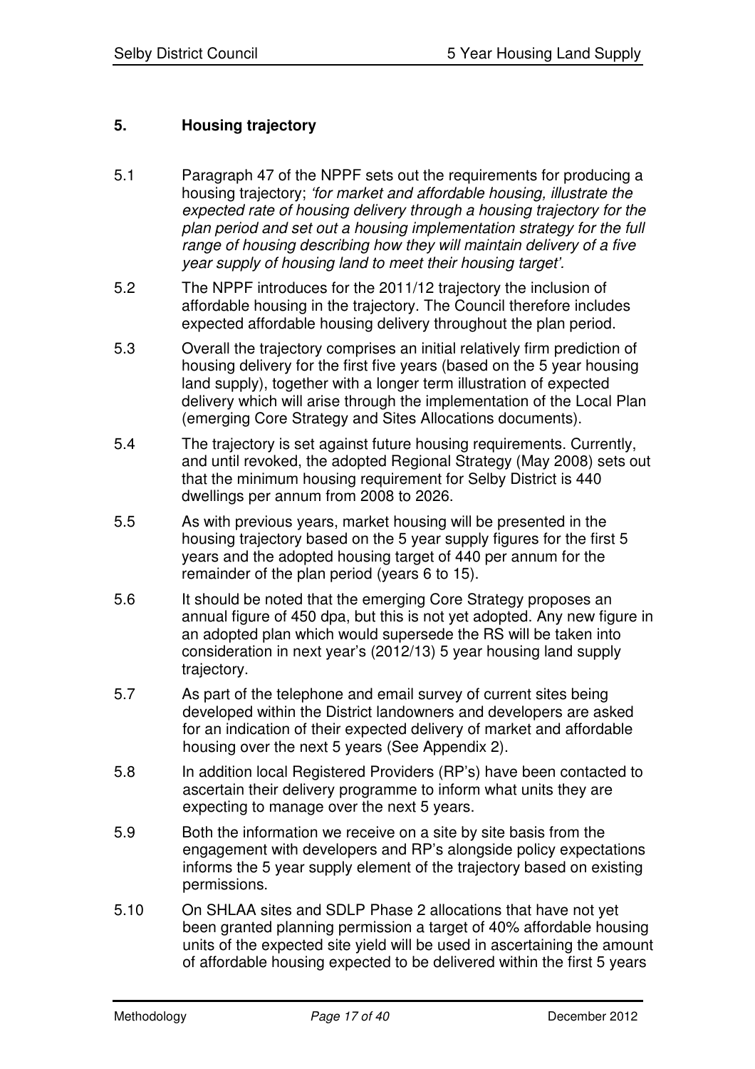## 5. Housing trajectory

5.1 Paragraph 47 of the NPPF sets out the requirements for producing a housing trajectory; *'for market and affordable housing, illustrate the expected rate of housing delivery through a housing trajectory for the plan period and set out a housing implementation strategy for the full range of housing describing how they will maintain delivery of a five year supply of housing land to meet their housing target'.*

5.2 The NPPF introduces for the 2011/12 trajectory the inclusion of affordable housing in the trajectory. The Council therefore includes expected affordable housing delivery throughout the plan period.

5.3 Overall the trajectory comprises an initial relatively firm prediction of housing delivery for the first five years (based on the 5 year housing land supply), together with a longer term illustration of expected delivery which will arise through the implementation of the Local Plan (emerging Core Strategy and Sites Allocations documents).

5.4 The trajectory is set against future housing requirements. Currently, and until revoked, the adopted Regional Strategy (May 2008) sets out that the minimum housing requirement for Selby District is 440 dwellings per annum from 2008 to 2026.

5.5 As with previous years, market housing will be presented in the housing trajectory based on the 5 year supply figures for the first 5 years and the adopted housing target of 440 per annum for the remainder of the plan period (years 6 to 15).

5.6 It should be noted that the emerging Core Strategy proposes an annual figure of 450 dpa, but this is not yet adopted. Any new figure in an adopted plan which would supersede the RS will be taken into consideration in next year's (2012/13) 5 year housing land supply trajectory.

5.7 As part of the telephone and email survey of current sites being developed within the District landowners and developers are asked for an indication of their expected delivery of market and affordable housing over the next 5 years (See Appendix 2).

5.8 In addition local Registered Providers (RP's) have been contacted to ascertain their delivery programme to inform what units they are expecting to manage over the next 5 years.

5.9 Both the information we receive on a site by site basis from the engagement with developers and RP's alongside policy expectations informs the 5 year supply element of the trajectory based on existing permissions.

5.10 On SHLAA sites and SDLP Phase 2 allocations that have not yet been granted planning permission a target of 40% affordable housing units of the expected site yield will be used in ascertaining the amount of affordable housing expected to be delivered within the first 5 years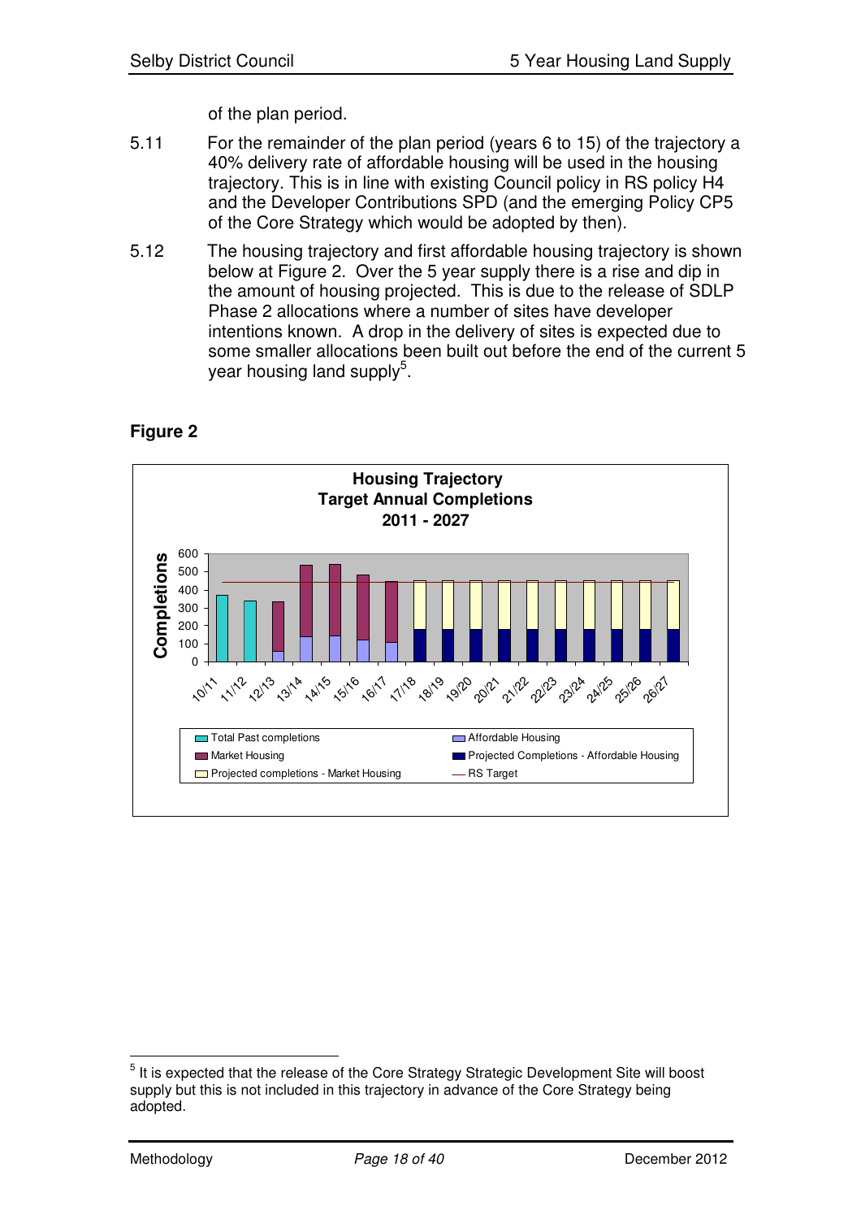of the plan period.

5.11 For the remainder of the plan period (years 6 to 15) of the trajectory a 40% delivery rate of affordable housing will be used in the housing trajectory. This is in line with existing Council policy in RS policy H4 and the Developer Contributions SPD (and the emerging Policy CP5 of the Core Strategy which would be adopted by then).

5.12 The housing trajectory and first affordable housing trajectory is shown below at Figure 2. Over the 5 year supply there is a rise and dip in the amount of housing projected. This is due to the release of SDLP Phase 2 allocations where a number of sites have developer intentions known. A drop in the delivery of sites is expected due to some smaller allocations been built out before the end of the current 5 year housing land supply[5].

**Figure 2**

**Housing Trajectory**
**Target Annual Completions**
**2011 - 2027**

Completions: 0, 100, 200, 300, 400, 500, 600

10/11, 11/12, 12/13, 13/14, 14/15, 15/16, 16/17, 17/18, 18/19, 19/20, 20/21, 21/22, 22/23, 23/24, 24/25, 25/26, 26/27

- Total Past completions
- Market Housing
- Projected completions - Market Housing
- Affordable Housing
- Projected Completions - Affordable Housing
- RS Target

[5] It is expected that the release of the Core Strategy Strategic Development Site will boost supply but this is not included in this trajectory in advance of the Core Strategy being adopted.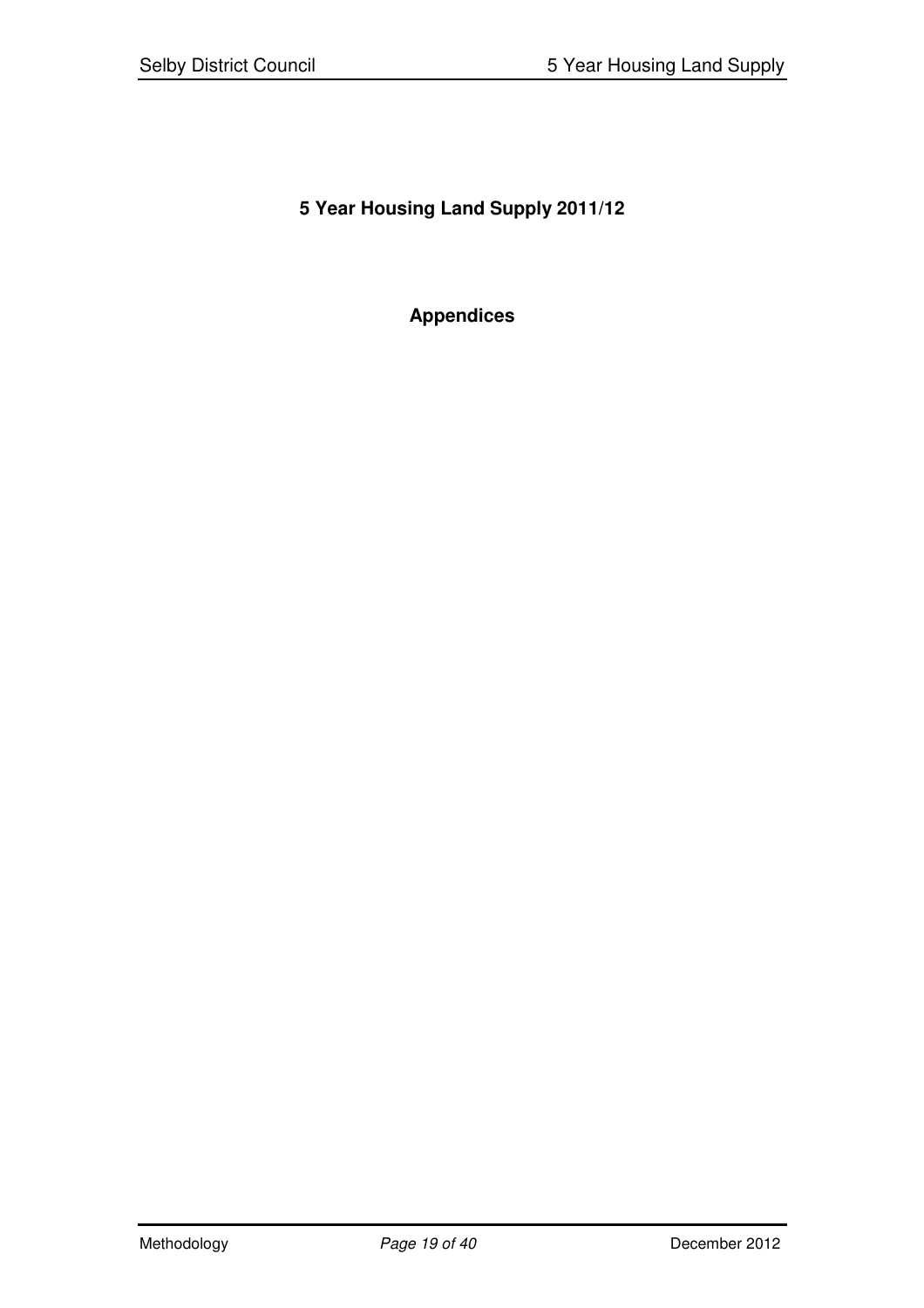**5 Year Housing Land Supply 2011/12**

**Appendices**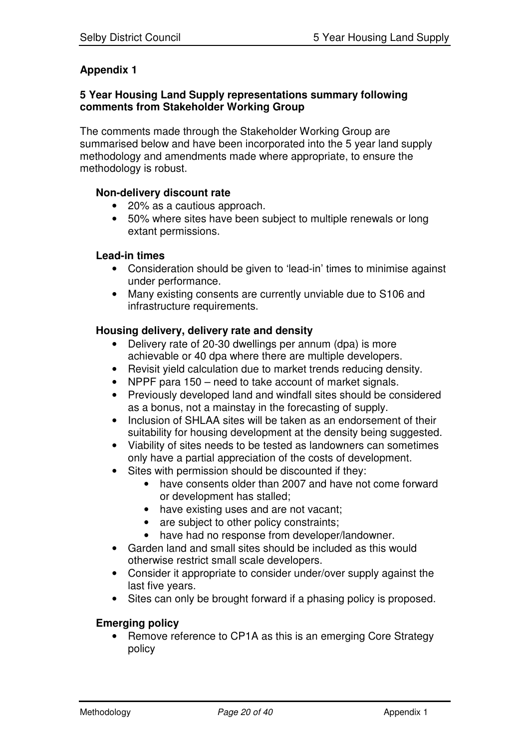## Appendix 1

### 5 Year Housing Land Supply representations summary following comments from Stakeholder Working Group

The comments made through the Stakeholder Working Group are summarised below and have been incorporated into the 5 year land supply methodology and amendments made where appropriate, to ensure the methodology is robust.

#### Non-delivery discount rate

- 20% as a cautious approach.
- 50% where sites have been subject to multiple renewals or long extant permissions.

#### Lead-in times

- Consideration should be given to 'lead-in' times to minimise against under performance.
- Many existing consents are currently unviable due to S106 and infrastructure requirements.

#### Housing delivery, delivery rate and density

- Delivery rate of 20-30 dwellings per annum (dpa) is more achievable or 40 dpa where there are multiple developers.
- Revisit yield calculation due to market trends reducing density.
- NPPF para 150 – need to take account of market signals.
- Previously developed land and windfall sites should be considered as a bonus, not a mainstay in the forecasting of supply.
- Inclusion of SHLAA sites will be taken as an endorsement of their suitability for housing development at the density being suggested.
- Viability of sites needs to be tested as landowners can sometimes only have a partial appreciation of the costs of development.
- Sites with permission should be discounted if they:
    - have consents older than 2007 and have not come forward or development has stalled;
    - have existing uses and are not vacant;
    - are subject to other policy constraints;
    - have had no response from developer/landowner.
- Garden land and small sites should be included as this would otherwise restrict small scale developers.
- Consider it appropriate to consider under/over supply against the last five years.
- Sites can only be brought forward if a phasing policy is proposed.

#### Emerging policy

- Remove reference to CP1A as this is an emerging Core Strategy policy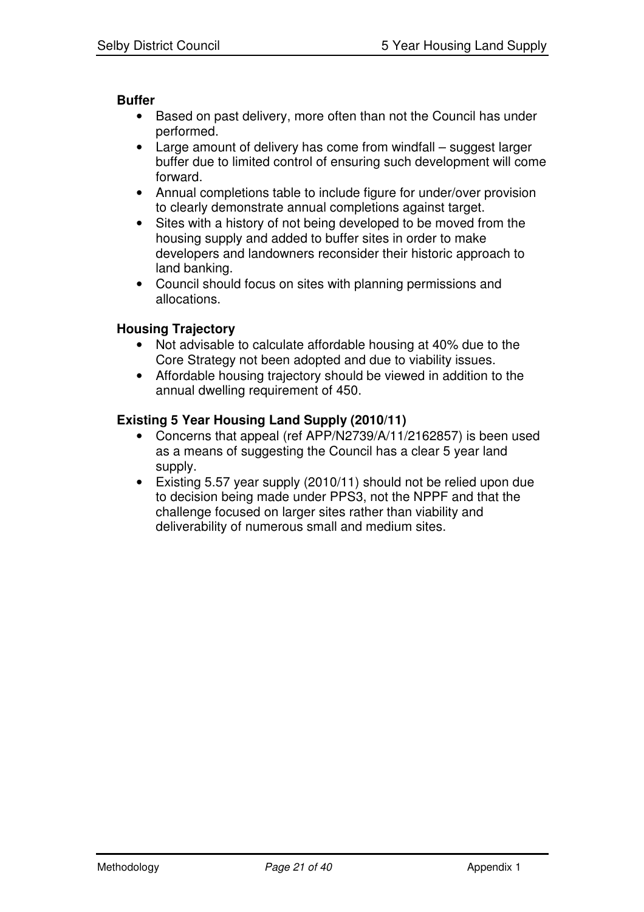**Buffer**

- Based on past delivery, more often than not the Council has under performed.
- Large amount of delivery has come from windfall – suggest larger buffer due to limited control of ensuring such development will come forward.
- Annual completions table to include figure for under/over provision to clearly demonstrate annual completions against target.
- Sites with a history of not being developed to be moved from the housing supply and added to buffer sites in order to make developers and landowners reconsider their historic approach to land banking.
- Council should focus on sites with planning permissions and allocations.

**Housing Trajectory**

- Not advisable to calculate affordable housing at 40% due to the Core Strategy not been adopted and due to viability issues.
- Affordable housing trajectory should be viewed in addition to the annual dwelling requirement of 450.

**Existing 5 Year Housing Land Supply (2010/11)**

- Concerns that appeal (ref APP/N2739/A/11/2162857) is been used as a means of suggesting the Council has a clear 5 year land supply.
- Existing 5.57 year supply (2010/11) should not be relied upon due to decision being made under PPS3, not the NPPF and that the challenge focused on larger sites rather than viability and deliverability of numerous small and medium sites.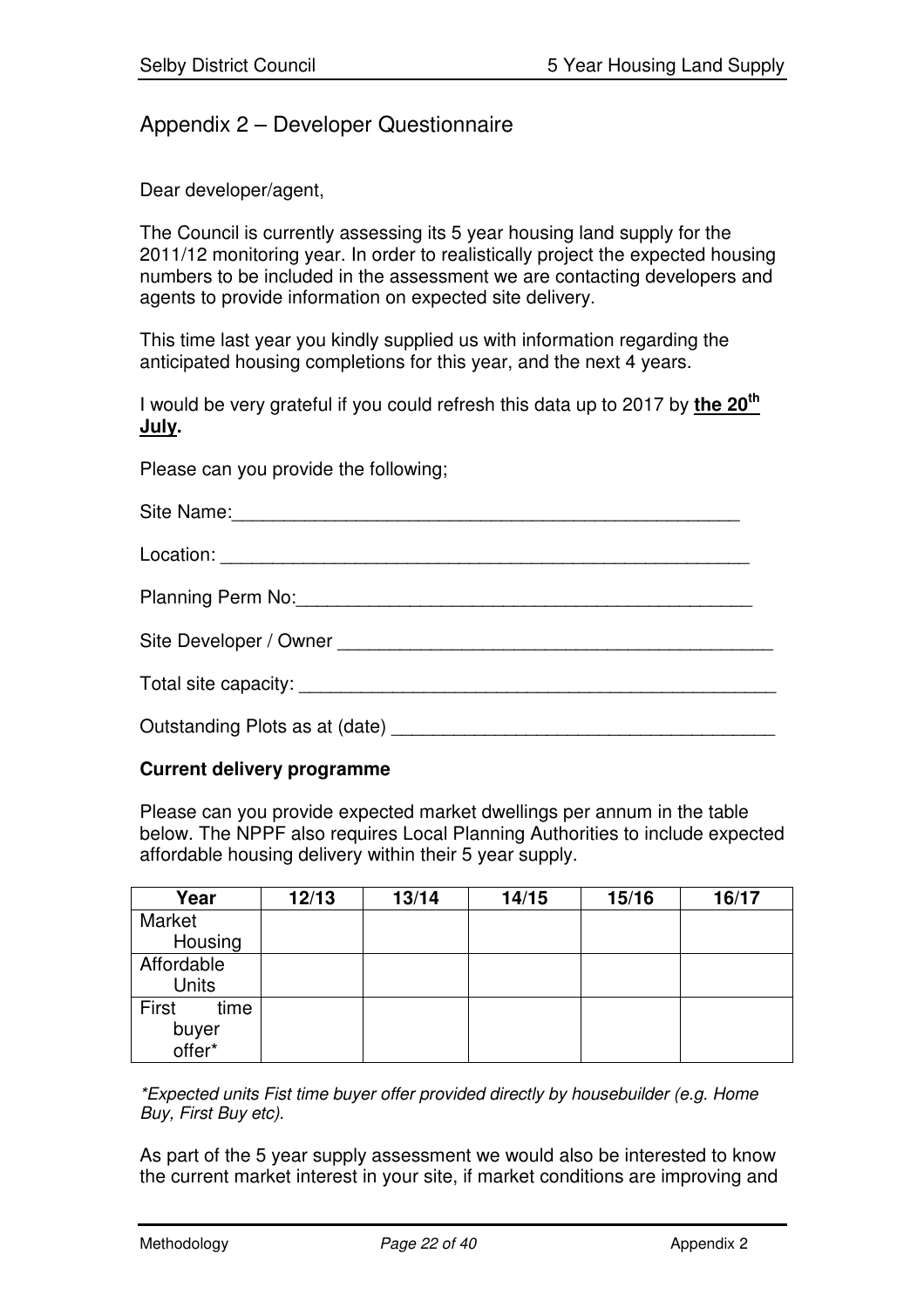## Appendix 2 – Developer Questionnaire

Dear developer/agent,

The Council is currently assessing its 5 year housing land supply for the 2011/12 monitoring year. In order to realistically project the expected housing numbers to be included in the assessment we are contacting developers and agents to provide information on expected site delivery.

This time last year you kindly supplied us with information regarding the anticipated housing completions for this year, and the next 4 years.

I would be very grateful if you could refresh this data up to 2017 by **<u>the 20th July</u>**.

Please can you provide the following;

Site Name:\_\_\_\_\_\_\_\_\_\_\_\_\_\_\_\_\_\_\_\_\_\_\_\_\_\_\_\_\_\_\_\_\_\_\_\_\_\_\_\_\_\_\_\_\_\_\_\_

Location: \_\_\_\_\_\_\_\_\_\_\_\_\_\_\_\_\_\_\_\_\_\_\_\_\_\_\_\_\_\_\_\_\_\_\_\_\_\_\_\_\_\_\_\_\_\_\_\_\_\_

Planning Perm No:\_\_\_\_\_\_\_\_\_\_\_\_\_\_\_\_\_\_\_\_\_\_\_\_\_\_\_\_\_\_\_\_\_\_\_\_\_\_\_\_\_\_\_\_

Site Developer / Owner \_\_\_\_\_\_\_\_\_\_\_\_\_\_\_\_\_\_\_\_\_\_\_\_\_\_\_\_\_\_\_\_\_\_\_\_\_\_\_\_\_\_

Total site capacity: \_\_\_\_\_\_\_\_\_\_\_\_\_\_\_\_\_\_\_\_\_\_\_\_\_\_\_\_\_\_\_\_\_\_\_\_\_\_\_\_\_\_\_\_\_

Outstanding Plots as at (date) \_\_\_\_\_\_\_\_\_\_\_\_\_\_\_\_\_\_\_\_\_\_\_\_\_\_\_\_\_\_\_\_\_\_\_\_\_

**Current delivery programme**

Please can you provide expected market dwellings per annum in the table below. The NPPF also requires Local Planning Authorities to include expected affordable housing delivery within their 5 year supply.

| Year | 12/13 | 13/14 | 14/15 | 15/16 | 16/17 |
|---|---|---|---|---|---|
| Market Housing | | | | | |
| Affordable Units | | | | | |
| First time buyer offer* | | | | | |

*\*Expected units Fist time buyer offer provided directly by housebuilder (e.g. Home Buy, First Buy etc).*

As part of the 5 year supply assessment we would also be interested to know the current market interest in your site, if market conditions are improving and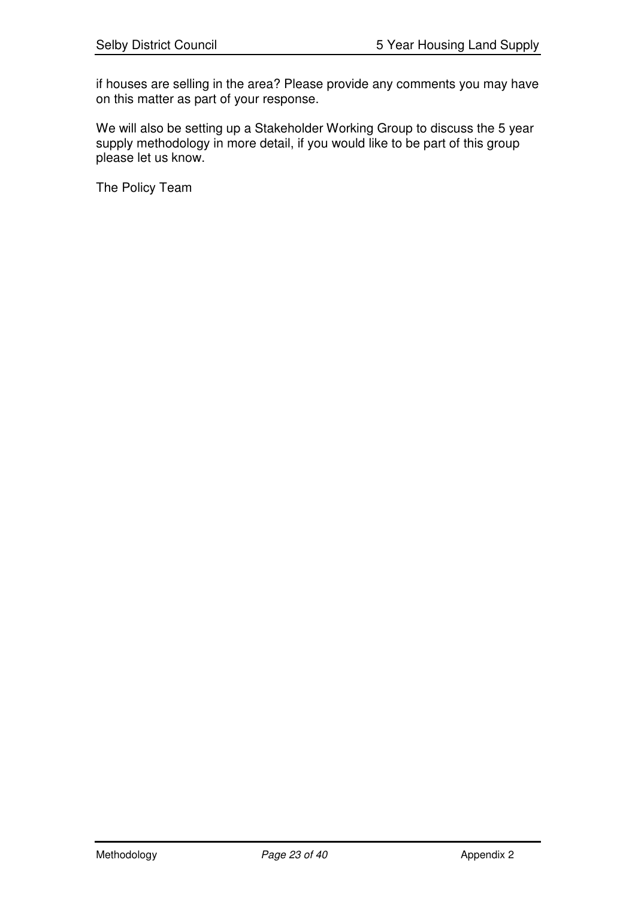if houses are selling in the area? Please provide any comments you may have on this matter as part of your response.

We will also be setting up a Stakeholder Working Group to discuss the 5 year supply methodology in more detail, if you would like to be part of this group please let us know.

The Policy Team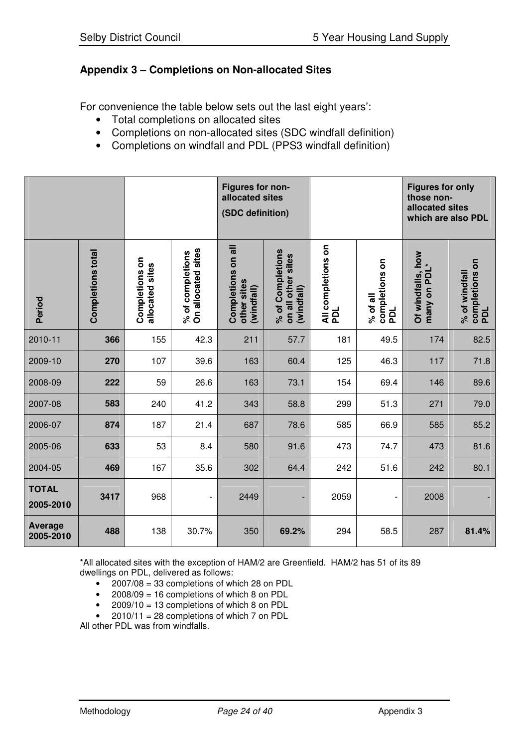## Appendix 3 – Completions on Non-allocated Sites

For convenience the table below sets out the last eight years':

- Total completions on allocated sites
- Completions on non-allocated sites (SDC windfall definition)
- Completions on windfall and PDL (PPS3 windfall definition)

| | | | | Figures for non-allocated sites (SDC definition) | | | | Figures for only those non-allocated sites which are also PDL | |
|---|---|---|---|---|---|---|---|---|---|
| Period | Completions total | Completions on allocated sites | % of completions On allocated sites | Completions on all other sites (windfall) | % of Completions on all other sites (windfall) | All completions on PDL | % of all completions on PDL | Of windfalls, how many on PDL* | % of windfall completions on PDL |
| 2010-11 | **366** | 155 | 42.3 | 211 | 57.7 | 181 | 49.5 | 174 | 82.5 |
| 2009-10 | **270** | 107 | 39.6 | 163 | 60.4 | 125 | 46.3 | 117 | 71.8 |
| 2008-09 | **222** | 59 | 26.6 | 163 | 73.1 | 154 | 69.4 | 146 | 89.6 |
| 2007-08 | **583** | 240 | 41.2 | 343 | 58.8 | 299 | 51.3 | 271 | 79.0 |
| 2006-07 | **874** | 187 | 21.4 | 687 | 78.6 | 585 | 66.9 | 585 | 85.2 |
| 2005-06 | **633** | 53 | 8.4 | 580 | 91.6 | 473 | 74.7 | 473 | 81.6 |
| 2004-05 | **469** | 167 | 35.6 | 302 | 64.4 | 242 | 51.6 | 242 | 80.1 |
| **TOTAL 2005-2010** | **3417** | 968 | - | 2449 | - | 2059 | - | 2008 | - |
| **Average 2005-2010** | **488** | 138 | 30.7% | 350 | **69.2%** | 294 | 58.5 | 287 | **81.4%** |

*All allocated sites with the exception of HAM/2 are Greenfield. HAM/2 has 51 of its 89 dwellings on PDL, delivered as follows:

- 2007/08 = 33 completions of which 28 on PDL
- 2008/09 = 16 completions of which 8 on PDL
- 2009/10 = 13 completions of which 8 on PDL
- 2010/11 = 28 completions of which 7 on PDL

All other PDL was from windfalls.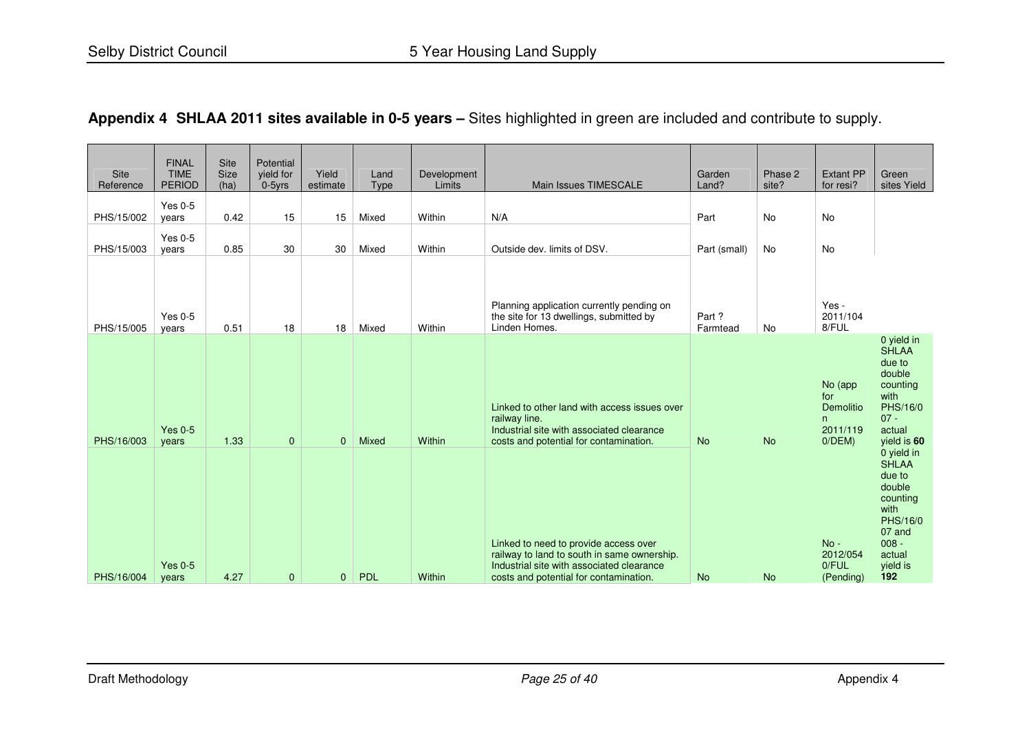## Appendix 4 SHLAA 2011 sites available in 0-5 years – Sites highlighted in green are included and contribute to supply.

| Site Reference | FINAL TIME PERIOD | Site Size (ha) | Potential yield for 0-5yrs | Yield estimate | Land Type | Development Limits | Main Issues TIMESCALE | Garden Land? | Phase 2 site? | Extant PP for resi? | Green sites Yield |
|---|---|---|---|---|---|---|---|---|---|---|---|
| PHS/15/002 | Yes 0-5 years | 0.42 | 15 | 15 | Mixed | Within | N/A | Part | No | No | |
| PHS/15/003 | Yes 0-5 years | 0.85 | 30 | 30 | Mixed | Within | Outside dev. limits of DSV. | Part (small) | No | No | |
| PHS/15/005 | Yes 0-5 years | 0.51 | 18 | 18 | Mixed | Within | Planning application currently pending on the site for 13 dwellings, submitted by Linden Homes. | Part ? Farmtead | No | Yes - 2011/1048/FUL | |
| PHS/16/003 | Yes 0-5 years | 1.33 | 0 | 0 | Mixed | Within | Linked to other land with access issues over railway line. Industrial site with associated clearance costs and potential for contamination. | No | No | No (app for Demolition 2011/1190/DEM) | 0 yield in SHLAA due to double counting with PHS/16/007 - actual yield is **60** |
| PHS/16/004 | Yes 0-5 years | 4.27 | 0 | 0 | PDL | Within | Linked to need to provide access over railway to land to south in same ownership. Industrial site with associated clearance costs and potential for contamination. | No | No | No - 2012/0540/FUL (Pending) | 0 yield in SHLAA due to double counting with PHS/16/007 and 008 - actual yield is **192** |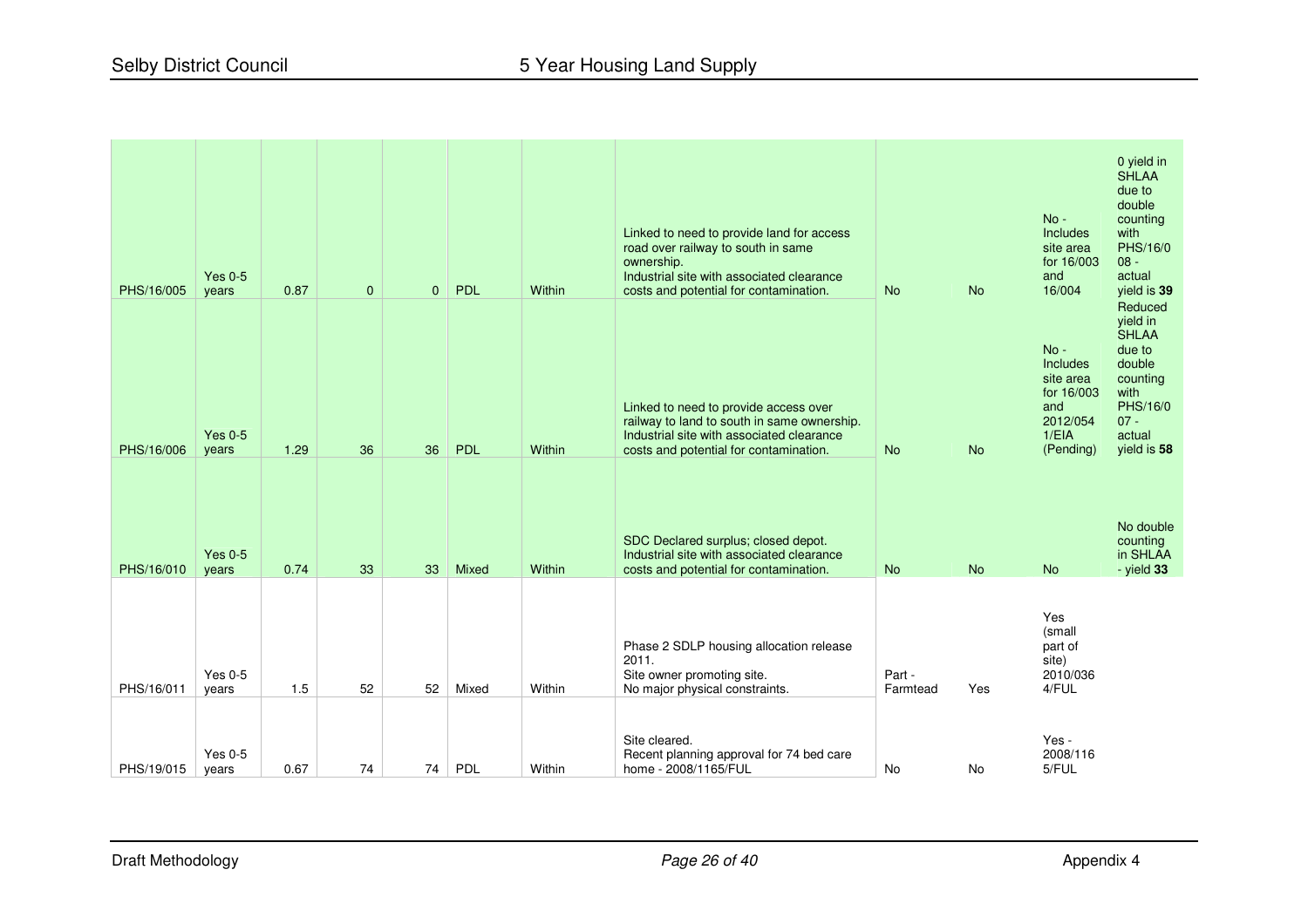| | | | | | | | | | | | |
|---|---|---|---|---|---|---|---|---|---|---|---|
| PHS/16/005 | Yes 0-5 years | 0.87 | 0 | 0 | PDL | Within | Linked to need to provide land for access road over railway to south in same ownership. Industrial site with associated clearance costs and potential for contamination. | No | No | No - Includes site area for 16/003 and 16/004 | 0 yield in SHLAA due to double counting with PHS/16/008 - actual yield is **39** |
| PHS/16/006 | Yes 0-5 years | 1.29 | 36 | 36 | PDL | Within | Linked to need to provide access over railway to land to south in same ownership. Industrial site with associated clearance costs and potential for contamination. | No | No | No - Includes site area for 16/003 and 2012/0541/EIA (Pending) | Reduced yield in SHLAA due to double counting with PHS/16/007 - actual yield is **58** |
| PHS/16/010 | Yes 0-5 years | 0.74 | 33 | 33 | Mixed | Within | SDC Declared surplus; closed depot. Industrial site with associated clearance costs and potential for contamination. | No | No | No | No double counting in SHLAA - yield **33** |
| PHS/16/011 | Yes 0-5 years | 1.5 | 52 | 52 | Mixed | Within | Phase 2 SDLP housing allocation release 2011. Site owner promoting site. No major physical constraints. | Part - Farmtead | Yes | Yes (small part of site) 2010/0364/FUL | |
| PHS/19/015 | Yes 0-5 years | 0.67 | 74 | 74 | PDL | Within | Site cleared. Recent planning approval for 74 bed care home - 2008/1165/FUL | No | No | Yes - 2008/1165/FUL | |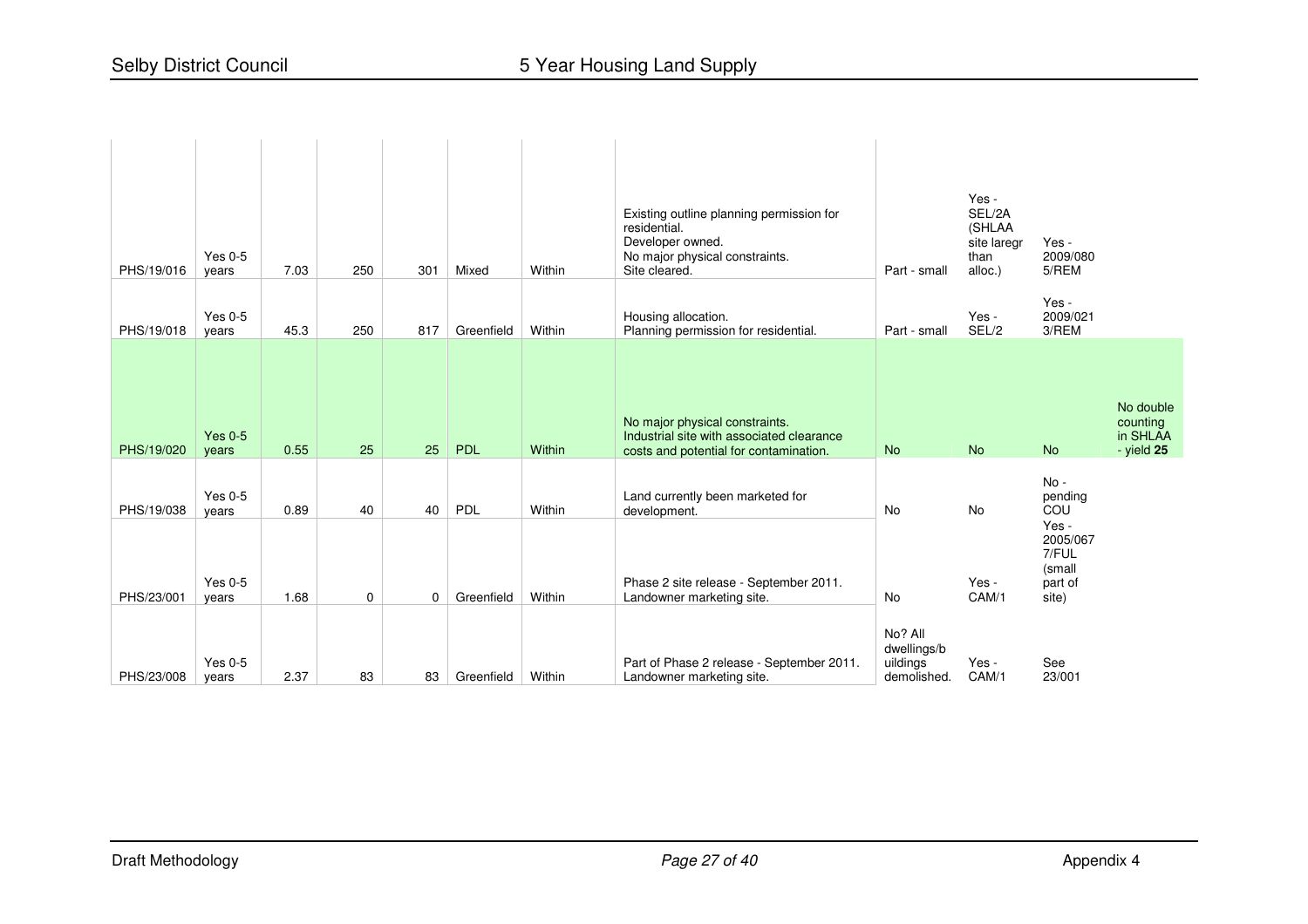| PHS/19/016 | Yes 0-5 years | 7.03 | 250 | 301 | Mixed | Within | Existing outline planning permission for residential. Developer owned. No major physical constraints. Site cleared. | Part - small | Yes - SEL/2A (SHLAA site laregr than alloc.) | Yes - 2009/0805/REM | |
|---|---|---|---|---|---|---|---|---|---|---|---|
| PHS/19/018 | Yes 0-5 years | 45.3 | 250 | 817 | Greenfield | Within | Housing allocation. Planning permission for residential. | Part - small | Yes - SEL/2 | Yes - 2009/0213/REM | |
| PHS/19/020 | Yes 0-5 years | 0.55 | 25 | 25 | PDL | Within | No major physical constraints. Industrial site with associated clearance costs and potential for contamination. | No | No | No | No double counting in SHLAA - yield **25** |
| PHS/19/038 | Yes 0-5 years | 0.89 | 40 | 40 | PDL | Within | Land currently been marketed for development. | No | No | No - pending COU | |
| PHS/23/001 | Yes 0-5 years | 1.68 | 0 | 0 | Greenfield | Within | Phase 2 site release - September 2011. Landowner marketing site. | No | Yes - CAM/1 | Yes - 2005/0677/FUL (small part of site) | |
| PHS/23/008 | Yes 0-5 years | 2.37 | 83 | 83 | Greenfield | Within | Part of Phase 2 release - September 2011. Landowner marketing site. | No? All dwellings/buildings demolished. | Yes - CAM/1 | See 23/001 | |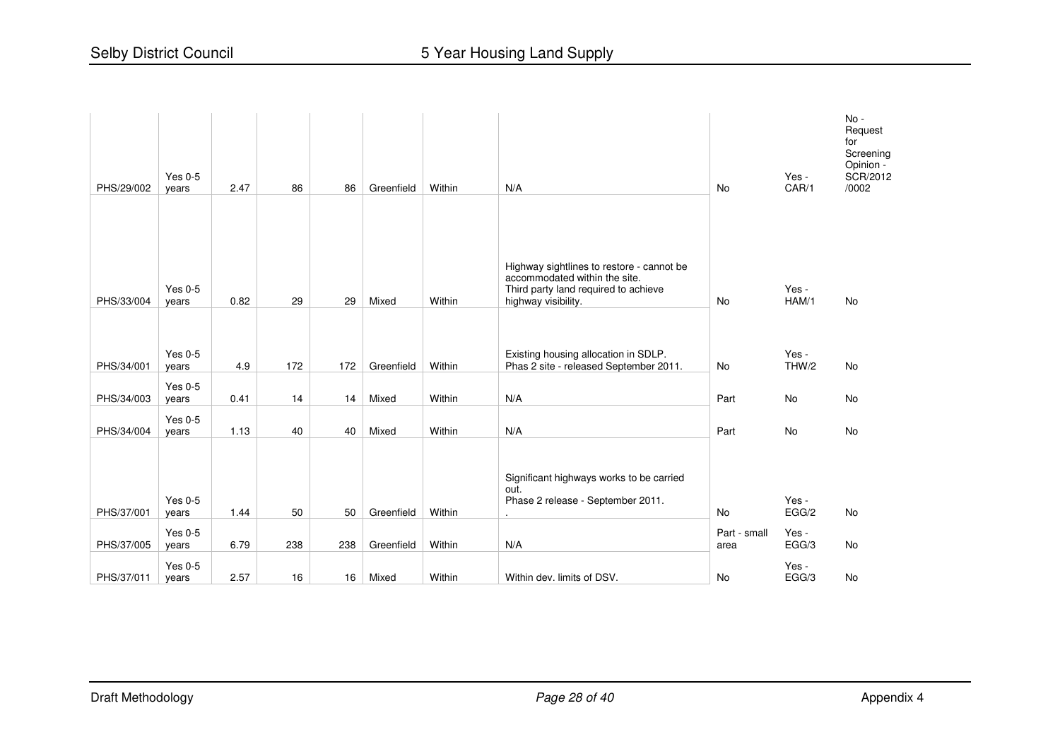| | | | | | | | | | | |
|---|---|---|---|---|---|---|---|---|---|---|
| PHS/29/002 | Yes 0-5 years | 2.47 | 86 | 86 | Greenfield | Within | N/A | No | Yes - CAR/1 | No - Request for Screening Opinion - SCR/2012 /0002 |
| PHS/33/004 | Yes 0-5 years | 0.82 | 29 | 29 | Mixed | Within | Highway sightlines to restore - cannot be accommodated within the site. Third party land required to achieve highway visibility. | No | Yes - HAM/1 | No |
| PHS/34/001 | Yes 0-5 years | 4.9 | 172 | 172 | Greenfield | Within | Existing housing allocation in SDLP. Phas 2 site - released September 2011. | No | Yes - THW/2 | No |
| PHS/34/003 | Yes 0-5 years | 0.41 | 14 | 14 | Mixed | Within | N/A | Part | No | No |
| PHS/34/004 | Yes 0-5 years | 1.13 | 40 | 40 | Mixed | Within | N/A | Part | No | No |
| PHS/37/001 | Yes 0-5 years | 1.44 | 50 | 50 | Greenfield | Within | Significant highways works to be carried out. Phase 2 release - September 2011. . | No | Yes - EGG/2 | No |
| PHS/37/005 | Yes 0-5 years | 6.79 | 238 | 238 | Greenfield | Within | N/A | Part - small area | Yes - EGG/3 | No |
| PHS/37/011 | Yes 0-5 years | 2.57 | 16 | 16 | Mixed | Within | Within dev. limits of DSV. | No | Yes - EGG/3 | No |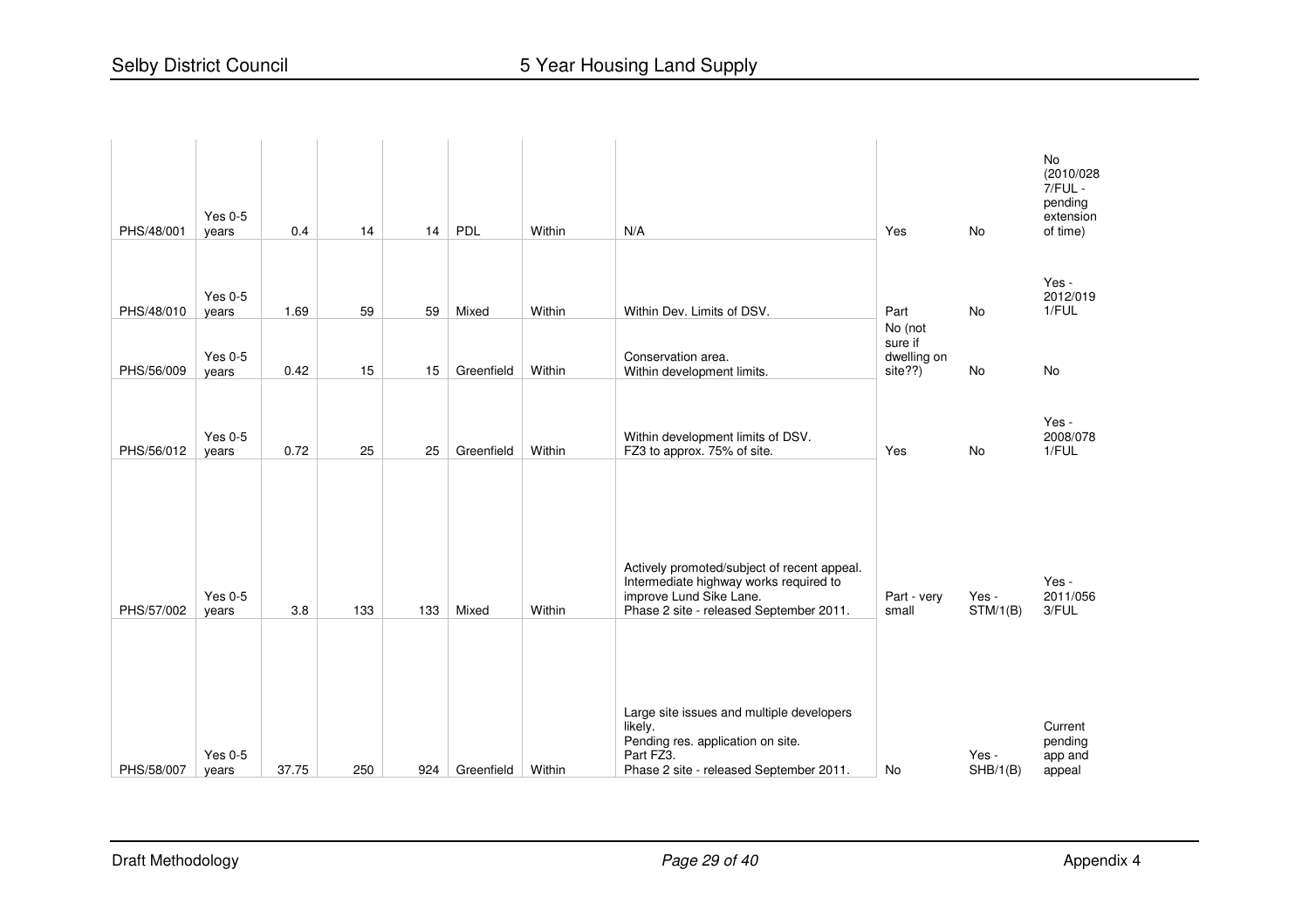| | | | | | | | | | | |
|---|---|---|---|---|---|---|---|---|---|---|
| PHS/48/001 | Yes 0-5 years | 0.4 | 14 | 14 | PDL | Within | N/A | Yes | No | No (2010/0287/FUL - pending extension of time) |
| PHS/48/010 | Yes 0-5 years | 1.69 | 59 | 59 | Mixed | Within | Within Dev. Limits of DSV. | Part | No | Yes - 2012/0191/FUL |
| PHS/56/009 | Yes 0-5 years | 0.42 | 15 | 15 | Greenfield | Within | Conservation area. Within development limits. | No (not sure if dwelling on site??) | No | No |
| PHS/56/012 | Yes 0-5 years | 0.72 | 25 | 25 | Greenfield | Within | Within development limits of DSV. FZ3 to approx. 75% of site. | Yes | No | Yes - 2008/0781/FUL |
| PHS/57/002 | Yes 0-5 years | 3.8 | 133 | 133 | Mixed | Within | Actively promoted/subject of recent appeal. Intermediate highway works required to improve Lund Sike Lane. Phase 2 site - released September 2011. | Part - very small | Yes - STM/1(B) | Yes - 2011/0563/FUL |
| PHS/58/007 | Yes 0-5 years | 37.75 | 250 | 924 | Greenfield | Within | Large site issues and multiple developers likely. Pending res. application on site. Part FZ3. Phase 2 site - released September 2011. | No | Yes - SHB/1(B) | Current pending app and appeal |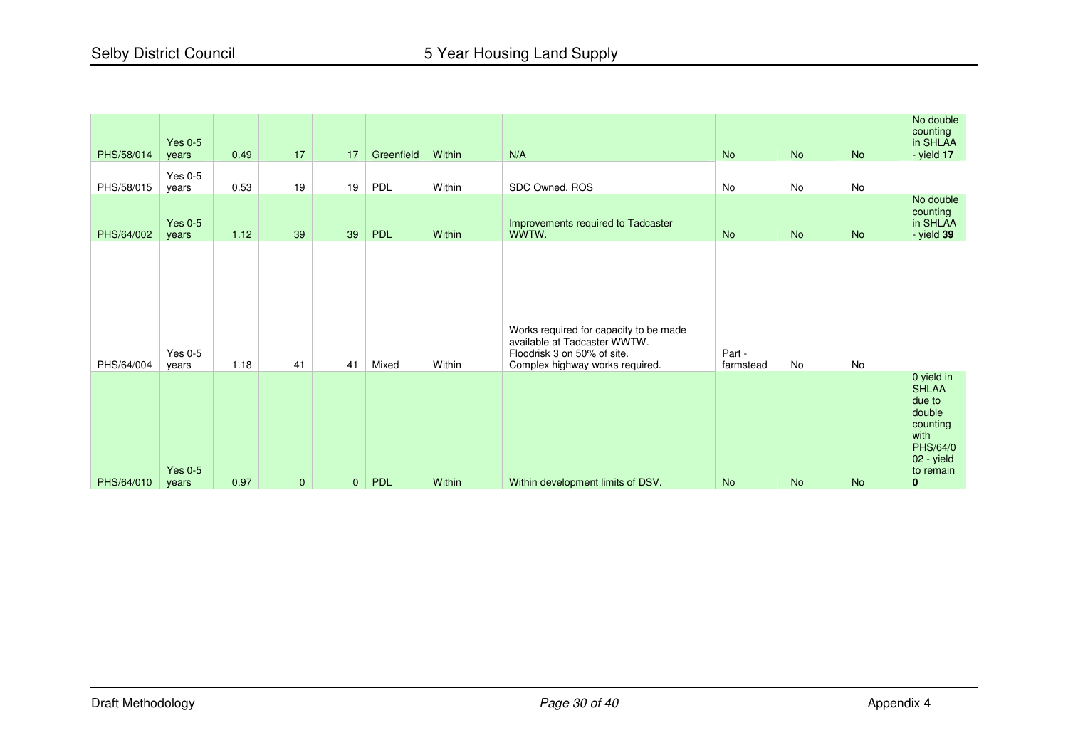| | | | | | | | | | | | |
|---|---|---|---|---|---|---|---|---|---|---|---|
| PHS/58/014 | Yes 0-5 years | 0.49 | 17 | 17 | Greenfield | Within | N/A | No | No | No | No double counting in SHLAA - yield **17** |
| PHS/58/015 | Yes 0-5 years | 0.53 | 19 | 19 | PDL | Within | SDC Owned. ROS | No | No | No | |
| PHS/64/002 | Yes 0-5 years | 1.12 | 39 | 39 | PDL | Within | Improvements required to Tadcaster WWTW. | No | No | No | No double counting in SHLAA - yield **39** |
| PHS/64/004 | Yes 0-5 years | 1.18 | 41 | 41 | Mixed | Within | Works required for capacity to be made available at Tadcaster WWTW. Floodrisk 3 on 50% of site. Complex highway works required. | Part - farmstead | No | No | |
| PHS/64/010 | Yes 0-5 years | 0.97 | 0 | 0 | PDL | Within | Within development limits of DSV. | No | No | No | 0 yield in SHLAA due to double counting with PHS/64/002 - yield to remain **0** |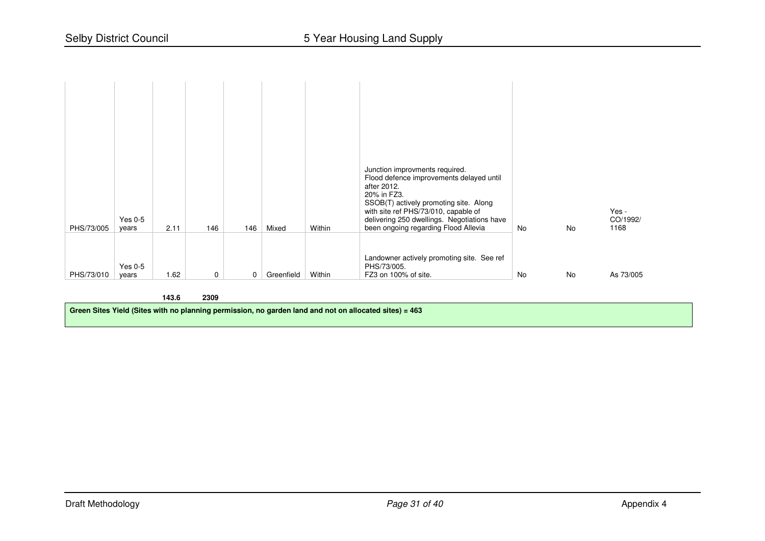| | | | | | | | | | | |
|---|---|---|---|---|---|---|---|---|---|---|
| PHS/73/005 | Yes 0-5 years | 2.11 | 146 | 146 | Mixed | Within | Junction improvments required. Flood defence improvements delayed until after 2012. 20% in FZ3. SSOB(T) actively promoting site. Along with site ref PHS/73/010, capable of delivering 250 dwellings. Negotiations have been ongoing regarding Flood Allevia | No | No | Yes - CO/1992/ 1168 |
| PHS/73/010 | Yes 0-5 years | 1.62 | 0 | 0 | Greenfield | Within | Landowner actively promoting site. See ref PHS/73/005. FZ3 on 100% of site. | No | No | As 73/005 |
| | | **143.6** | **2309** | | | | | | | |

**Green Sites Yield (Sites with no planning permission, no garden land and not on allocated sites) = 463**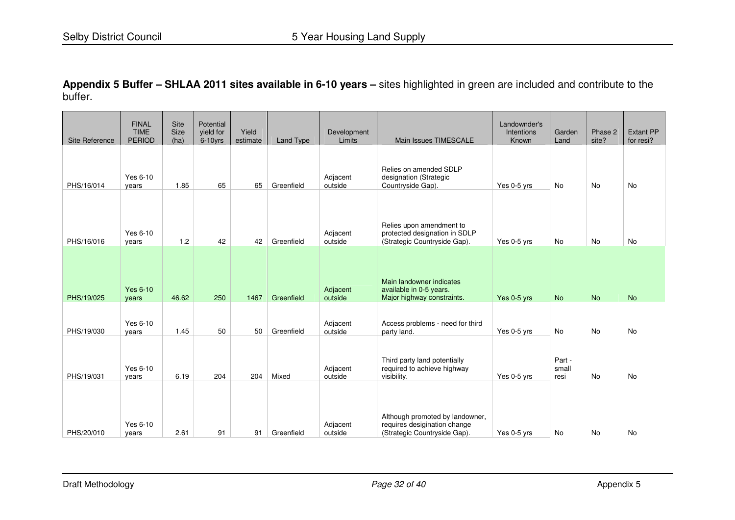**Appendix 5 Buffer – SHLAA 2011 sites available in 6-10 years –** sites highlighted in green are included and contribute to the buffer.

| Site Reference | FINAL TIME PERIOD | Site Size (ha) | Potential yield for 6-10yrs | Yield estimate | Land Type | Development Limits | Main Issues TIMESCALE | Landownder's Intentions Known | Garden Land | Phase 2 site? | Extant PP for resi? |
|---|---|---|---|---|---|---|---|---|---|---|---|
| PHS/16/014 | Yes 6-10 years | 1.85 | 65 | 65 | Greenfield | Adjacent outside | Relies on amended SDLP designation (Strategic Countryside Gap). | Yes 0-5 yrs | No | No | No |
| PHS/16/016 | Yes 6-10 years | 1.2 | 42 | 42 | Greenfield | Adjacent outside | Relies upon amendment to protected designation in SDLP (Strategic Countryside Gap). | Yes 0-5 yrs | No | No | No |
| PHS/19/025 | Yes 6-10 years | 46.62 | 250 | 1467 | Greenfield | Adjacent outside | Main landowner indicates available in 0-5 years. Major highway constraints. | Yes 0-5 yrs | No | No | No |
| PHS/19/030 | Yes 6-10 years | 1.45 | 50 | 50 | Greenfield | Adjacent outside | Access problems - need for third party land. | Yes 0-5 yrs | No | No | No |
| PHS/19/031 | Yes 6-10 years | 6.19 | 204 | 204 | Mixed | Adjacent outside | Third party land potentially required to achieve highway visibility. | Yes 0-5 yrs | Part - small resi | No | No |
| PHS/20/010 | Yes 6-10 years | 2.61 | 91 | 91 | Greenfield | Adjacent outside | Although promoted by landowner, requires desigination change (Strategic Countryside Gap). | Yes 0-5 yrs | No | No | No |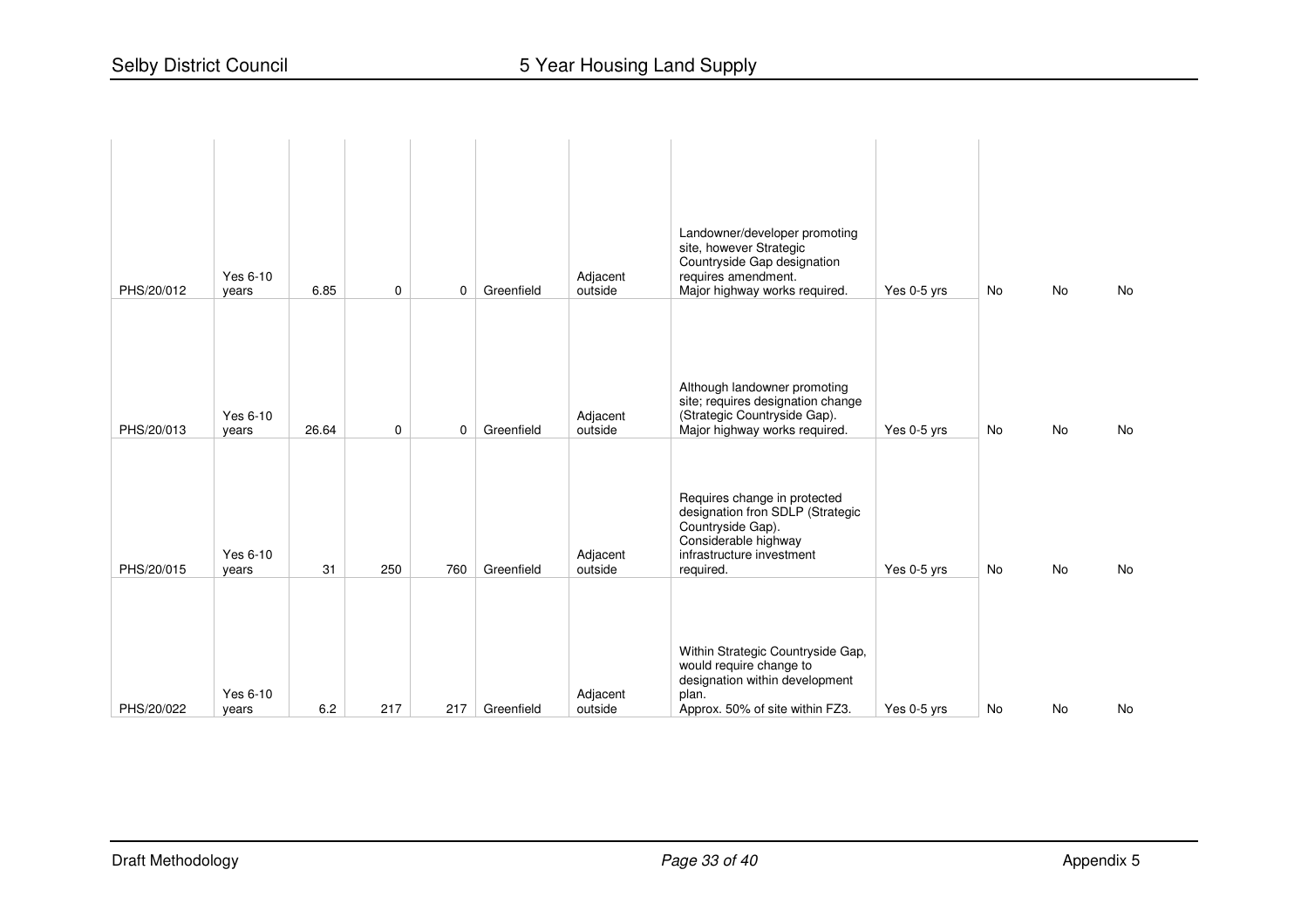| | | | | | | | | | | | |
|---|---|---|---|---|---|---|---|---|---|---|---|
| PHS/20/012 | Yes 6-10 years | 6.85 | 0 | 0 | Greenfield | Adjacent outside | Landowner/developer promoting site, however Strategic Countryside Gap designation requires amendment. Major highway works required. | Yes 0-5 yrs | No | No | No |
| PHS/20/013 | Yes 6-10 years | 26.64 | 0 | 0 | Greenfield | Adjacent outside | Although landowner promoting site; requires designation change (Strategic Countryside Gap). Major highway works required. | Yes 0-5 yrs | No | No | No |
| PHS/20/015 | Yes 6-10 years | 31 | 250 | 760 | Greenfield | Adjacent outside | Requires change in protected designation fron SDLP (Strategic Countryside Gap). Considerable highway infrastructure investment required. | Yes 0-5 yrs | No | No | No |
| PHS/20/022 | Yes 6-10 years | 6.2 | 217 | 217 | Greenfield | Adjacent outside | Within Strategic Countryside Gap, would require change to designation within development plan. Approx. 50% of site within FZ3. | Yes 0-5 yrs | No | No | No |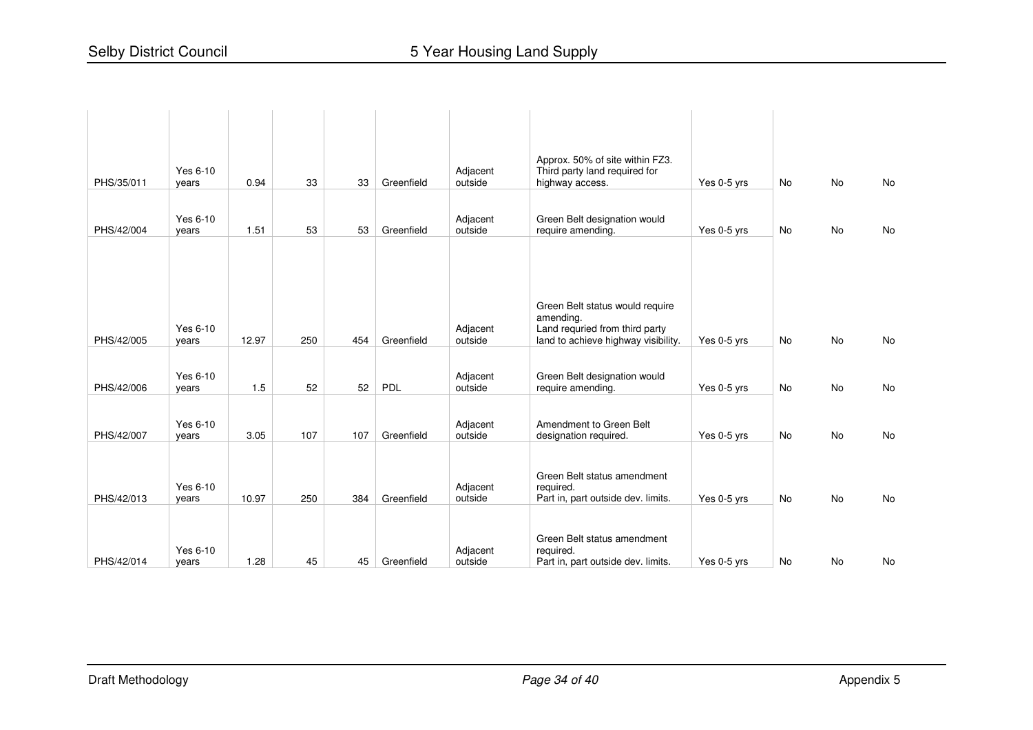| | | | | | | | | | | | |
|---|---|---|---|---|---|---|---|---|---|---|---|
| PHS/35/011 | Yes 6-10 years | 0.94 | 33 | 33 | Greenfield | Adjacent outside | Approx. 50% of site within FZ3. Third party land required for highway access. | Yes 0-5 yrs | No | No | No |
| PHS/42/004 | Yes 6-10 years | 1.51 | 53 | 53 | Greenfield | Adjacent outside | Green Belt designation would require amending. | Yes 0-5 yrs | No | No | No |
| PHS/42/005 | Yes 6-10 years | 12.97 | 250 | 454 | Greenfield | Adjacent outside | Green Belt status would require amending. Land requried from third party land to achieve highway visibility. | Yes 0-5 yrs | No | No | No |
| PHS/42/006 | Yes 6-10 years | 1.5 | 52 | 52 | PDL | Adjacent outside | Green Belt designation would require amending. | Yes 0-5 yrs | No | No | No |
| PHS/42/007 | Yes 6-10 years | 3.05 | 107 | 107 | Greenfield | Adjacent outside | Amendment to Green Belt designation required. | Yes 0-5 yrs | No | No | No |
| PHS/42/013 | Yes 6-10 years | 10.97 | 250 | 384 | Greenfield | Adjacent outside | Green Belt status amendment required. Part in, part outside dev. limits. | Yes 0-5 yrs | No | No | No |
| PHS/42/014 | Yes 6-10 years | 1.28 | 45 | 45 | Greenfield | Adjacent outside | Green Belt status amendment required. Part in, part outside dev. limits. | Yes 0-5 yrs | No | No | No |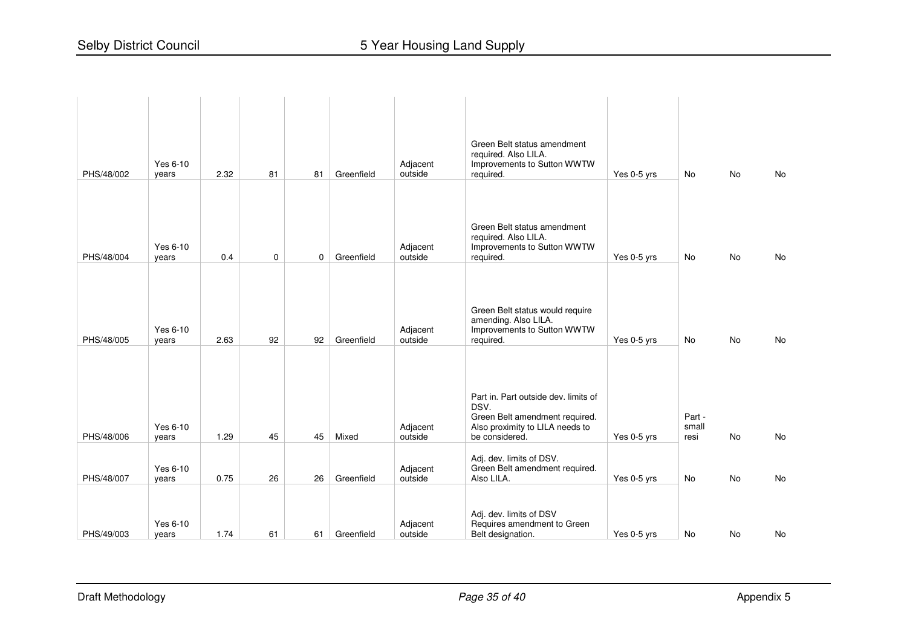| | | | | | | | | | | | |
|---|---|---|---|---|---|---|---|---|---|---|---|
| PHS/48/002 | Yes 6-10 years | 2.32 | 81 | 81 | Greenfield | Adjacent outside | Green Belt status amendment required. Also LILA. Improvements to Sutton WWTW required. | Yes 0-5 yrs | No | No | No |
| PHS/48/004 | Yes 6-10 years | 0.4 | 0 | 0 | Greenfield | Adjacent outside | Green Belt status amendment required. Also LILA. Improvements to Sutton WWTW required. | Yes 0-5 yrs | No | No | No |
| PHS/48/005 | Yes 6-10 years | 2.63 | 92 | 92 | Greenfield | Adjacent outside | Green Belt status would require amending. Also LILA. Improvements to Sutton WWTW required. | Yes 0-5 yrs | No | No | No |
| PHS/48/006 | Yes 6-10 years | 1.29 | 45 | 45 | Mixed | Adjacent outside | Part in. Part outside dev. limits of DSV. Green Belt amendment required. Also proximity to LILA needs to be considered. | Yes 0-5 yrs | Part - small resi | No | No |
| PHS/48/007 | Yes 6-10 years | 0.75 | 26 | 26 | Greenfield | Adjacent outside | Adj. dev. limits of DSV. Green Belt amendment required. Also LILA. | Yes 0-5 yrs | No | No | No |
| PHS/49/003 | Yes 6-10 years | 1.74 | 61 | 61 | Greenfield | Adjacent outside | Adj. dev. limits of DSV Requires amendment to Green Belt designation. | Yes 0-5 yrs | No | No | No |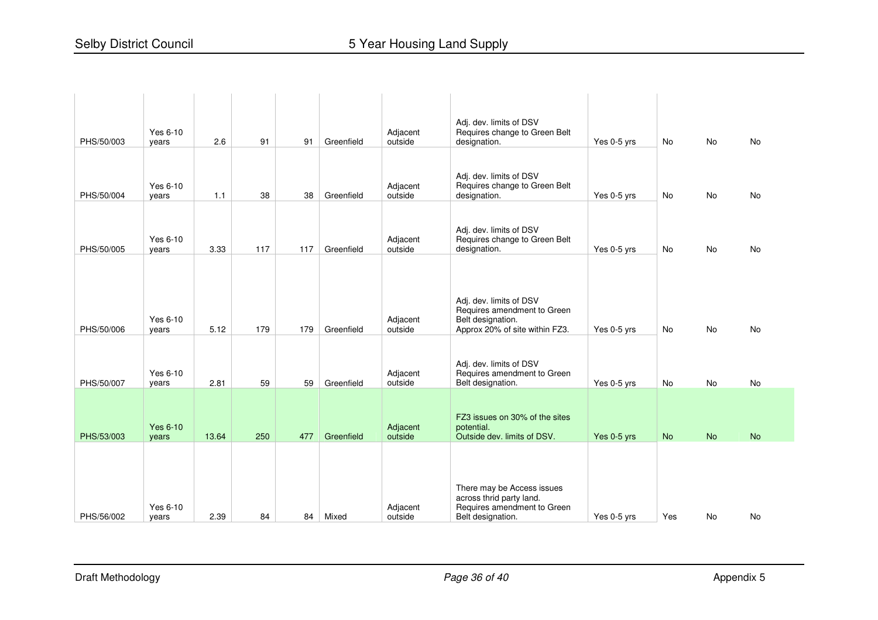| | | | | | | | | | | | |
|---|---|---|---|---|---|---|---|---|---|---|---|
| PHS/50/003 | Yes 6-10 years | 2.6 | 91 | 91 | Greenfield | Adjacent outside | Adj. dev. limits of DSV Requires change to Green Belt designation. | Yes 0-5 yrs | No | No | No |
| PHS/50/004 | Yes 6-10 years | 1.1 | 38 | 38 | Greenfield | Adjacent outside | Adj. dev. limits of DSV Requires change to Green Belt designation. | Yes 0-5 yrs | No | No | No |
| PHS/50/005 | Yes 6-10 years | 3.33 | 117 | 117 | Greenfield | Adjacent outside | Adj. dev. limits of DSV Requires change to Green Belt designation. | Yes 0-5 yrs | No | No | No |
| PHS/50/006 | Yes 6-10 years | 5.12 | 179 | 179 | Greenfield | Adjacent outside | Adj. dev. limits of DSV Requires amendment to Green Belt designation. Approx 20% of site within FZ3. | Yes 0-5 yrs | No | No | No |
| PHS/50/007 | Yes 6-10 years | 2.81 | 59 | 59 | Greenfield | Adjacent outside | Adj. dev. limits of DSV Requires amendment to Green Belt designation. | Yes 0-5 yrs | No | No | No |
| PHS/53/003 | Yes 6-10 years | 13.64 | 250 | 477 | Greenfield | Adjacent outside | FZ3 issues on 30% of the sites potential. Outside dev. limits of DSV. | Yes 0-5 yrs | No | No | No |
| PHS/56/002 | Yes 6-10 years | 2.39 | 84 | 84 | Mixed | Adjacent outside | There may be Access issues across thrid party land. Requires amendment to Green Belt designation. | Yes 0-5 yrs | Yes | No | No |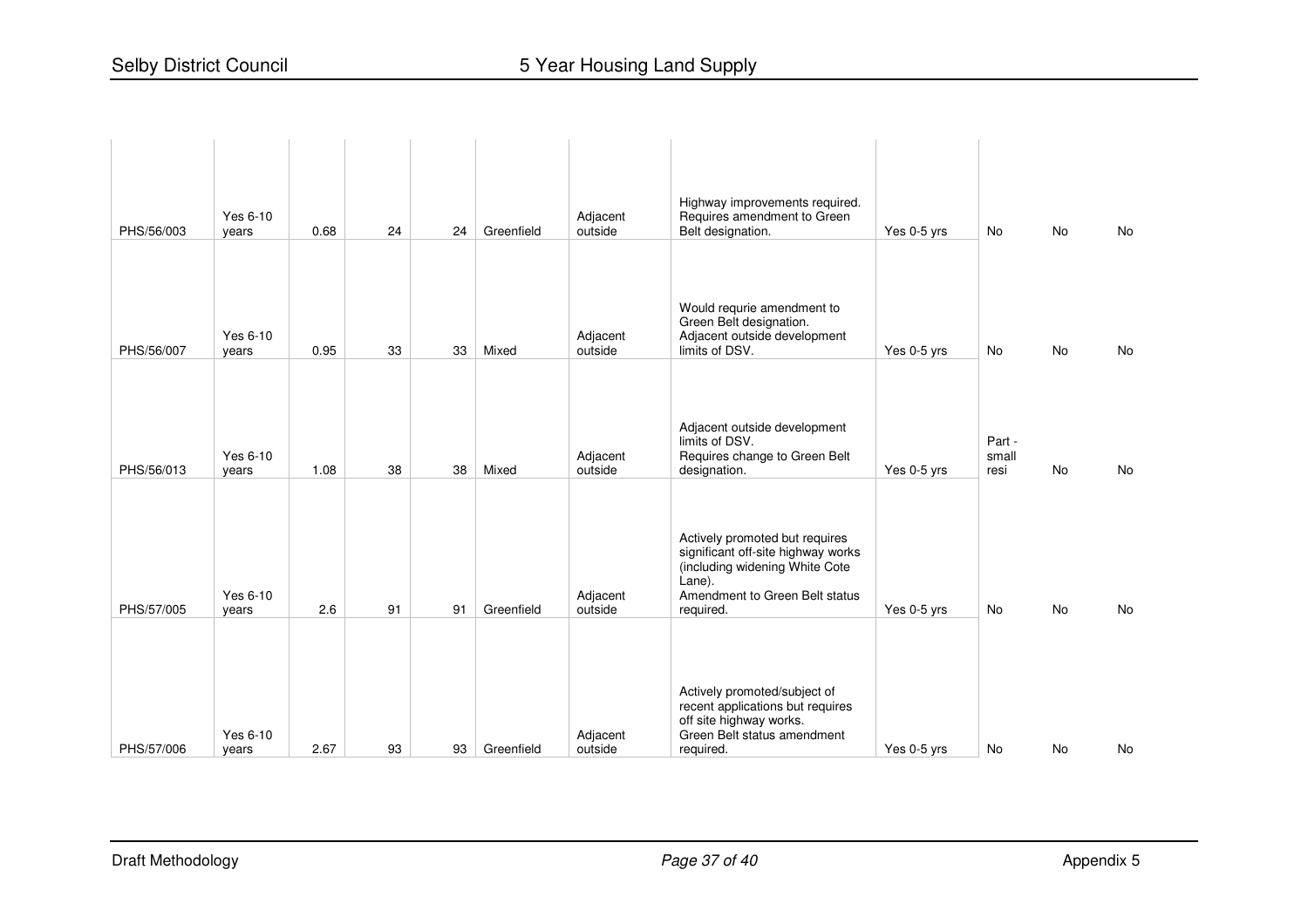| | | | | | | | | | | | |
|---|---|---|---|---|---|---|---|---|---|---|---|
| PHS/56/003 | Yes 6-10 years | 0.68 | 24 | 24 | Greenfield | Adjacent outside | Highway improvements required. Requires amendment to Green Belt designation. | Yes 0-5 yrs | No | No | No |
| PHS/56/007 | Yes 6-10 years | 0.95 | 33 | 33 | Mixed | Adjacent outside | Would requrie amendment to Green Belt designation. Adjacent outside development limits of DSV. | Yes 0-5 yrs | No | No | No |
| PHS/56/013 | Yes 6-10 years | 1.08 | 38 | 38 | Mixed | Adjacent outside | Adjacent outside development limits of DSV. Requires change to Green Belt designation. | Yes 0-5 yrs | Part - small resi | No | No |
| PHS/57/005 | Yes 6-10 years | 2.6 | 91 | 91 | Greenfield | Adjacent outside | Actively promoted but requires significant off-site highway works (including widening White Cote Lane). Amendment to Green Belt status required. | Yes 0-5 yrs | No | No | No |
| PHS/57/006 | Yes 6-10 years | 2.67 | 93 | 93 | Greenfield | Adjacent outside | Actively promoted/subject of recent applications but requires off site highway works. Green Belt status amendment required. | Yes 0-5 yrs | No | No | No |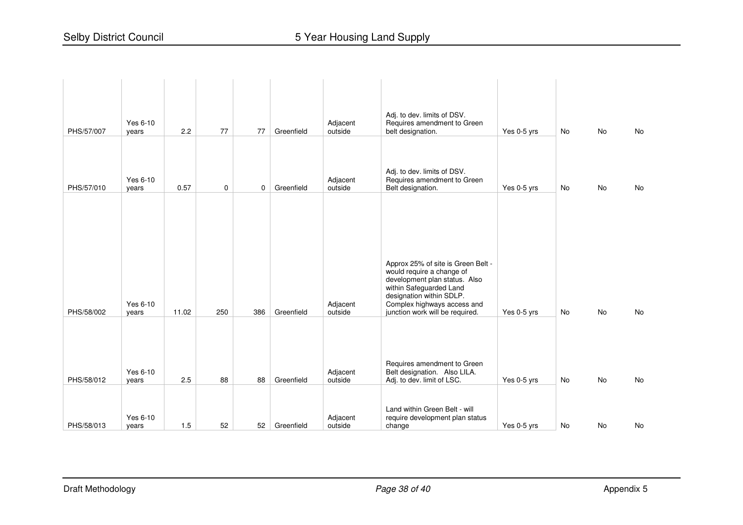| | | | | | | | | | | | |
|---|---|---|---|---|---|---|---|---|---|---|---|
| PHS/57/007 | Yes 6-10 years | 2.2 | 77 | 77 | Greenfield | Adjacent outside | Adj. to dev. limits of DSV. Requires amendment to Green belt designation. | Yes 0-5 yrs | No | No | No |
| PHS/57/010 | Yes 6-10 years | 0.57 | 0 | 0 | Greenfield | Adjacent outside | Adj. to dev. limits of DSV. Requires amendment to Green Belt designation. | Yes 0-5 yrs | No | No | No |
| PHS/58/002 | Yes 6-10 years | 11.02 | 250 | 386 | Greenfield | Adjacent outside | Approx 25% of site is Green Belt - would require a change of development plan status. Also within Safeguarded Land designation within SDLP. Complex highways access and junction work will be required. | Yes 0-5 yrs | No | No | No |
| PHS/58/012 | Yes 6-10 years | 2.5 | 88 | 88 | Greenfield | Adjacent outside | Requires amendment to Green Belt designation. Also LILA. Adj. to dev. limit of LSC. | Yes 0-5 yrs | No | No | No |
| PHS/58/013 | Yes 6-10 years | 1.5 | 52 | 52 | Greenfield | Adjacent outside | Land within Green Belt - will require development plan status change | Yes 0-5 yrs | No | No | No |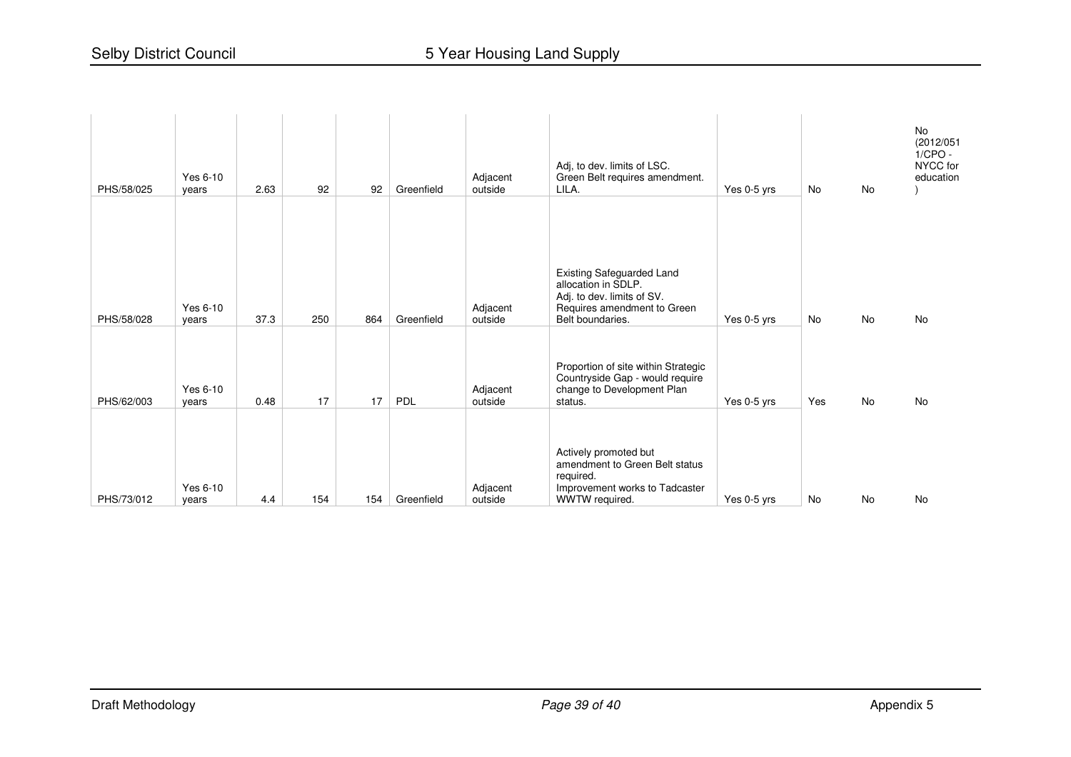| | | | | | | | | | | | |
|---|---|---|---|---|---|---|---|---|---|---|---|
| PHS/58/025 | Yes 6-10 years | 2.63 | 92 | 92 | Greenfield | Adjacent outside | Adj, to dev. limits of LSC. Green Belt requires amendment. LILA. | Yes 0-5 yrs | No | No | No (2012/0511/CPO - NYCC for education) |
| PHS/58/028 | Yes 6-10 years | 37.3 | 250 | 864 | Greenfield | Adjacent outside | Existing Safeguarded Land allocation in SDLP. Adj. to dev. limits of SV. Requires amendment to Green Belt boundaries. | Yes 0-5 yrs | No | No | No |
| PHS/62/003 | Yes 6-10 years | 0.48 | 17 | 17 | PDL | Adjacent outside | Proportion of site within Strategic Countryside Gap - would require change to Development Plan status. | Yes 0-5 yrs | Yes | No | No |
| PHS/73/012 | Yes 6-10 years | 4.4 | 154 | 154 | Greenfield | Adjacent outside | Actively promoted but amendment to Green Belt status required. Improvement works to Tadcaster WWTW required. | Yes 0-5 yrs | No | No | No |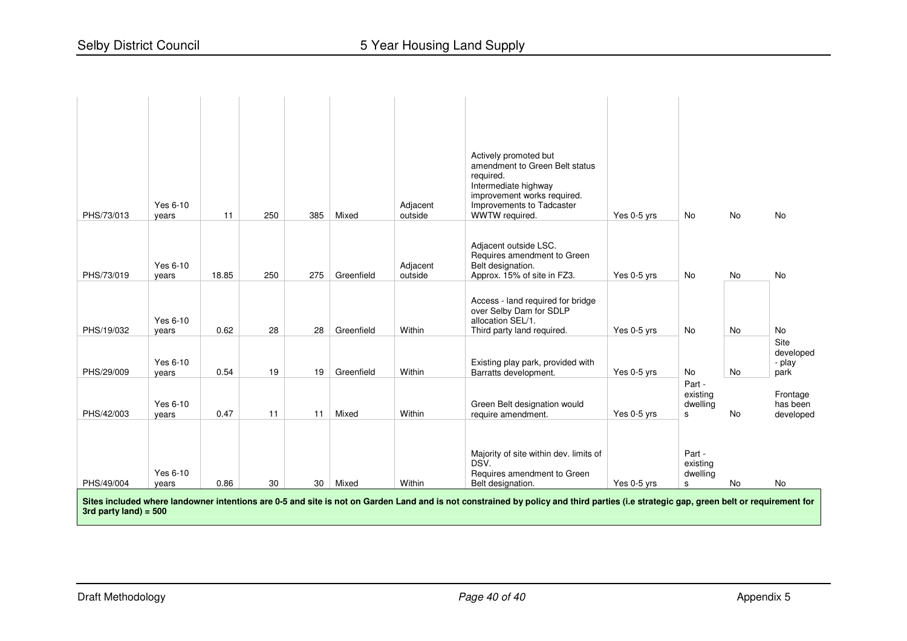| | | | | | | | | | | | |
|---|---|---|---|---|---|---|---|---|---|---|---|
| PHS/73/013 | Yes 6-10 years | 11 | 250 | 385 | Mixed | Adjacent outside | Actively promoted but amendment to Green Belt status required. Intermediate highway improvement works required. Improvements to Tadcaster WWTW required. | Yes 0-5 yrs | No | No | No |
| PHS/73/019 | Yes 6-10 years | 18.85 | 250 | 275 | Greenfield | Adjacent outside | Adjacent outside LSC. Requires amendment to Green Belt designation. Approx. 15% of site in FZ3. | Yes 0-5 yrs | No | No | No |
| PHS/19/032 | Yes 6-10 years | 0.62 | 28 | 28 | Greenfield | Within | Access - land required for bridge over Selby Dam for SDLP allocation SEL/1. Third party land required. | Yes 0-5 yrs | No | No | No |
| PHS/29/009 | Yes 6-10 years | 0.54 | 19 | 19 | Greenfield | Within | Existing play park, provided with Barratts development. | Yes 0-5 yrs | No | No | Site developed - play park |
| PHS/42/003 | Yes 6-10 years | 0.47 | 11 | 11 | Mixed | Within | Green Belt designation would require amendment. | Yes 0-5 yrs | Part - existing dwellings | No | Frontage has been developed |
| PHS/49/004 | Yes 6-10 years | 0.86 | 30 | 30 | Mixed | Within | Majority of site within dev. limits of DSV. Requires amendment to Green Belt designation. | Yes 0-5 yrs | Part - existing dwellings | No | No |

**Sites included where landowner intentions are 0-5 and site is not on Garden Land and is not constrained by policy and third parties (i.e strategic gap, green belt or requirement for 3rd party land) = 500**